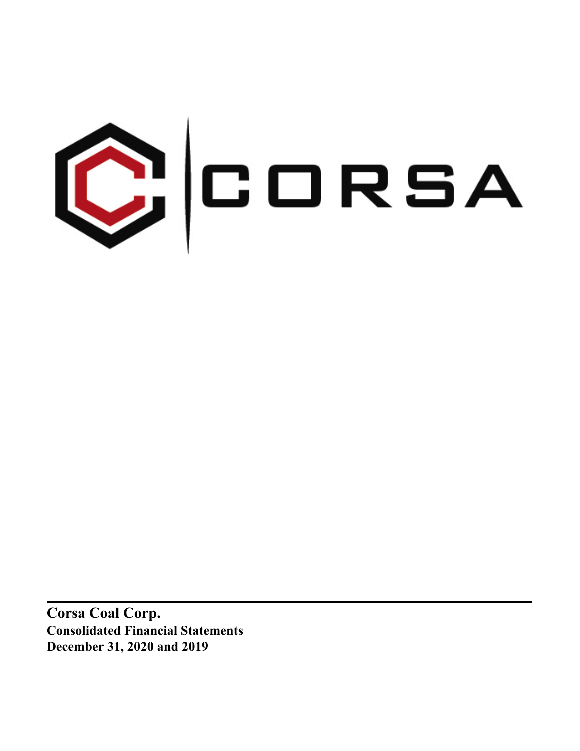CORSA

**Corsa Coal Corp.**

**Consolidated Financial Statements**

**December 31, 2020 and 2019**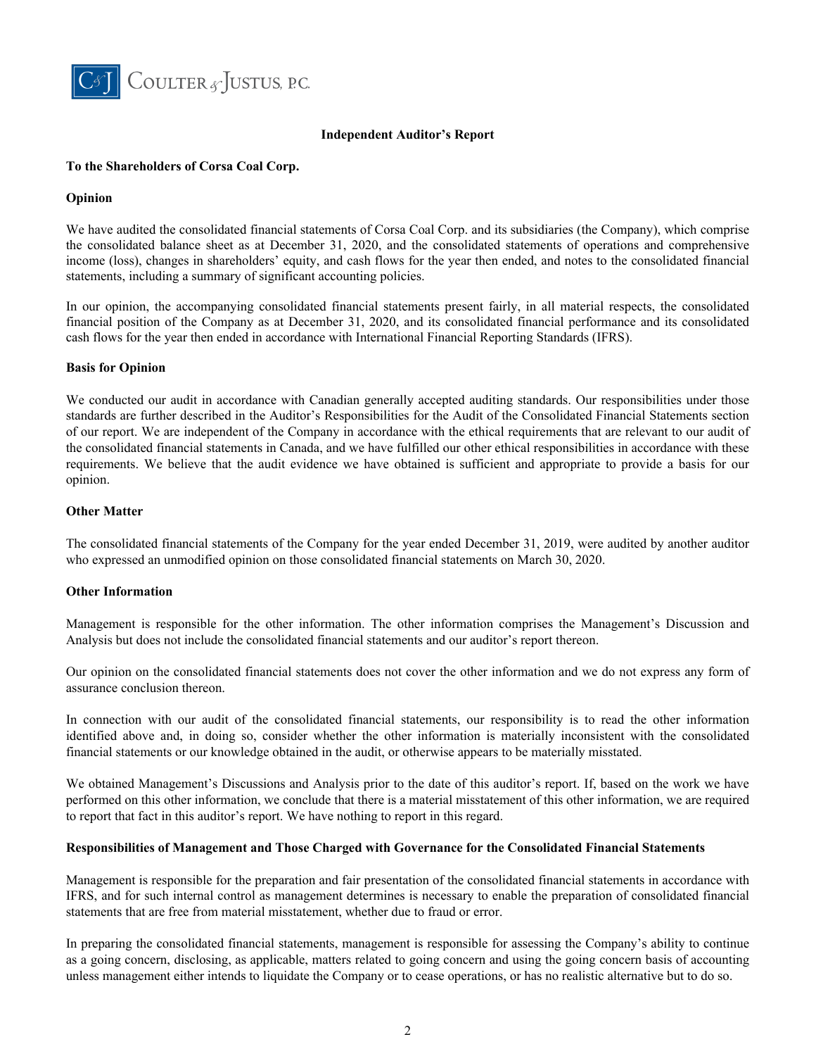COULTER & JUSTUS, P.C.

# Independent Auditor's Report

**To the Shareholders of Corsa Coal Corp.**

**Opinion**

We have audited the consolidated financial statements of Corsa Coal Corp. and its subsidiaries (the Company), which comprise the consolidated balance sheet as at December 31, 2020, and the consolidated statements of operations and comprehensive income (loss), changes in shareholders' equity, and cash flows for the year then ended, and notes to the consolidated financial statements, including a summary of significant accounting policies.

In our opinion, the accompanying consolidated financial statements present fairly, in all material respects, the consolidated financial position of the Company as at December 31, 2020, and its consolidated financial performance and its consolidated cash flows for the year then ended in accordance with International Financial Reporting Standards (IFRS).

**Basis for Opinion**

We conducted our audit in accordance with Canadian generally accepted auditing standards. Our responsibilities under those standards are further described in the Auditor's Responsibilities for the Audit of the Consolidated Financial Statements section of our report. We are independent of the Company in accordance with the ethical requirements that are relevant to our audit of the consolidated financial statements in Canada, and we have fulfilled our other ethical responsibilities in accordance with these requirements. We believe that the audit evidence we have obtained is sufficient and appropriate to provide a basis for our opinion.

**Other Matter**

The consolidated financial statements of the Company for the year ended December 31, 2019, were audited by another auditor who expressed an unmodified opinion on those consolidated financial statements on March 30, 2020.

**Other Information**

Management is responsible for the other information. The other information comprises the Management's Discussion and Analysis but does not include the consolidated financial statements and our auditor's report thereon.

Our opinion on the consolidated financial statements does not cover the other information and we do not express any form of assurance conclusion thereon.

In connection with our audit of the consolidated financial statements, our responsibility is to read the other information identified above and, in doing so, consider whether the other information is materially inconsistent with the consolidated financial statements or our knowledge obtained in the audit, or otherwise appears to be materially misstated.

We obtained Management's Discussions and Analysis prior to the date of this auditor's report. If, based on the work we have performed on this other information, we conclude that there is a material misstatement of this other information, we are required to report that fact in this auditor's report. We have nothing to report in this regard.

**Responsibilities of Management and Those Charged with Governance for the Consolidated Financial Statements**

Management is responsible for the preparation and fair presentation of the consolidated financial statements in accordance with IFRS, and for such internal control as management determines is necessary to enable the preparation of consolidated financial statements that are free from material misstatement, whether due to fraud or error.

In preparing the consolidated financial statements, management is responsible for assessing the Company's ability to continue as a going concern, disclosing, as applicable, matters related to going concern and using the going concern basis of accounting unless management either intends to liquidate the Company or to cease operations, or has no realistic alternative but to do so.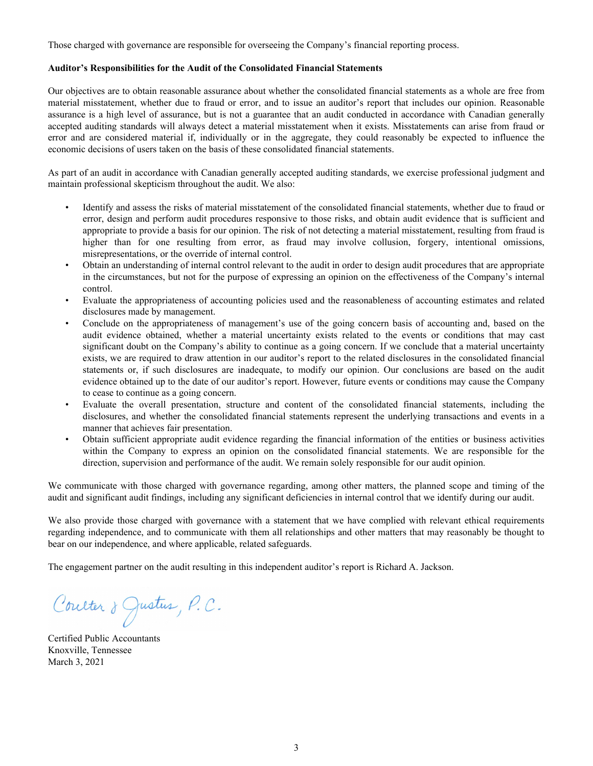Those charged with governance are responsible for overseeing the Company's financial reporting process.

**Auditor's Responsibilities for the Audit of the Consolidated Financial Statements**

Our objectives are to obtain reasonable assurance about whether the consolidated financial statements as a whole are free from material misstatement, whether due to fraud or error, and to issue an auditor's report that includes our opinion. Reasonable assurance is a high level of assurance, but is not a guarantee that an audit conducted in accordance with Canadian generally accepted auditing standards will always detect a material misstatement when it exists. Misstatements can arise from fraud or error and are considered material if, individually or in the aggregate, they could reasonably be expected to influence the economic decisions of users taken on the basis of these consolidated financial statements.

As part of an audit in accordance with Canadian generally accepted auditing standards, we exercise professional judgment and maintain professional skepticism throughout the audit. We also:

- Identify and assess the risks of material misstatement of the consolidated financial statements, whether due to fraud or error, design and perform audit procedures responsive to those risks, and obtain audit evidence that is sufficient and appropriate to provide a basis for our opinion. The risk of not detecting a material misstatement, resulting from fraud is higher than for one resulting from error, as fraud may involve collusion, forgery, intentional omissions, misrepresentations, or the override of internal control.
- Obtain an understanding of internal control relevant to the audit in order to design audit procedures that are appropriate in the circumstances, but not for the purpose of expressing an opinion on the effectiveness of the Company's internal control.
- Evaluate the appropriateness of accounting policies used and the reasonableness of accounting estimates and related disclosures made by management.
- Conclude on the appropriateness of management's use of the going concern basis of accounting and, based on the audit evidence obtained, whether a material uncertainty exists related to the events or conditions that may cast significant doubt on the Company's ability to continue as a going concern. If we conclude that a material uncertainty exists, we are required to draw attention in our auditor's report to the related disclosures in the consolidated financial statements or, if such disclosures are inadequate, to modify our opinion. Our conclusions are based on the audit evidence obtained up to the date of our auditor's report. However, future events or conditions may cause the Company to cease to continue as a going concern.
- Evaluate the overall presentation, structure and content of the consolidated financial statements, including the disclosures, and whether the consolidated financial statements represent the underlying transactions and events in a manner that achieves fair presentation.
- Obtain sufficient appropriate audit evidence regarding the financial information of the entities or business activities within the Company to express an opinion on the consolidated financial statements. We are responsible for the direction, supervision and performance of the audit. We remain solely responsible for our audit opinion.

We communicate with those charged with governance regarding, among other matters, the planned scope and timing of the audit and significant audit findings, including any significant deficiencies in internal control that we identify during our audit.

We also provide those charged with governance with a statement that we have complied with relevant ethical requirements regarding independence, and to communicate with them all relationships and other matters that may reasonably be thought to bear on our independence, and where applicable, related safeguards.

The engagement partner on the audit resulting in this independent auditor's report is Richard A. Jackson.

Coulter & Justus, P.C.

Certified Public Accountants
Knoxville, Tennessee
March 3, 2021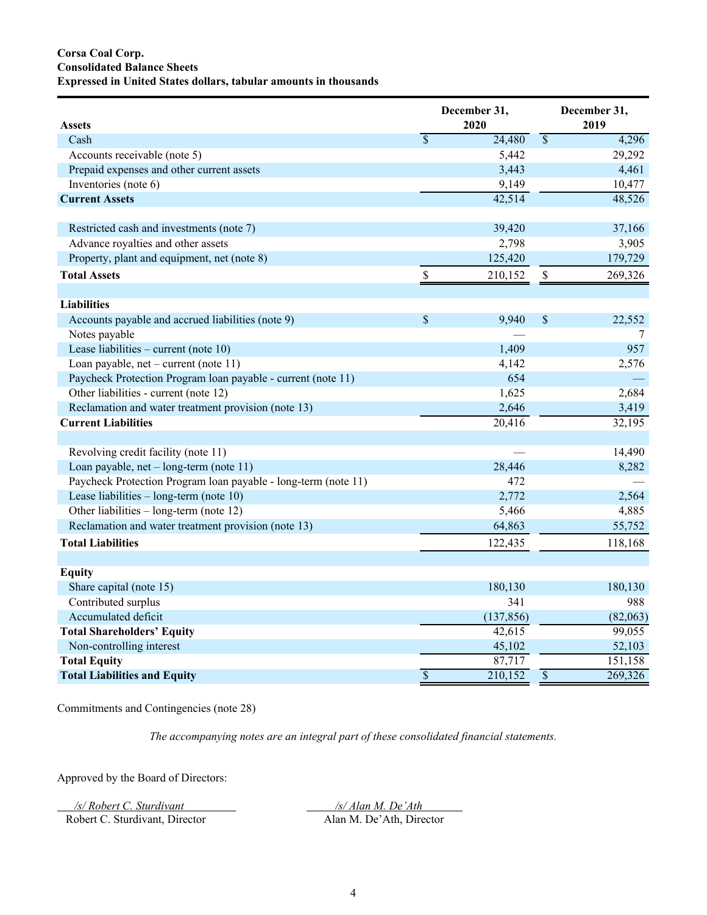**Corsa Coal Corp.**
**Consolidated Balance Sheets**
**Expressed in United States dollars, tabular amounts in thousands**

| **Assets** | **December 31, 2020** | **December 31, 2019** |
|---|---|---|
| Cash | $ 24,480 | $ 4,296 |
| Accounts receivable (note 5) | 5,442 | 29,292 |
| Prepaid expenses and other current assets | 3,443 | 4,461 |
| Inventories (note 6) | 9,149 | 10,477 |
| **Current Assets** | 42,514 | 48,526 |
| | | |
| Restricted cash and investments (note 7) | 39,420 | 37,166 |
| Advance royalties and other assets | 2,798 | 3,905 |
| Property, plant and equipment, net (note 8) | 125,420 | 179,729 |
| **Total Assets** | $ 210,152 | $ 269,326 |
| | | |
| **Liabilities** | | |
| Accounts payable and accrued liabilities (note 9) | $ 9,940 | $ 22,552 |
| Notes payable | — | 7 |
| Lease liabilities – current (note 10) | 1,409 | 957 |
| Loan payable, net – current (note 11) | 4,142 | 2,576 |
| Paycheck Protection Program loan payable - current (note 11) | 654 | — |
| Other liabilities - current (note 12) | 1,625 | 2,684 |
| Reclamation and water treatment provision (note 13) | 2,646 | 3,419 |
| **Current Liabilities** | 20,416 | 32,195 |
| | | |
| Revolving credit facility (note 11) | — | 14,490 |
| Loan payable, net – long-term (note 11) | 28,446 | 8,282 |
| Paycheck Protection Program loan payable - long-term (note 11) | 472 | — |
| Lease liabilities – long-term (note 10) | 2,772 | 2,564 |
| Other liabilities – long-term (note 12) | 5,466 | 4,885 |
| Reclamation and water treatment provision (note 13) | 64,863 | 55,752 |
| **Total Liabilities** | 122,435 | 118,168 |
| | | |
| **Equity** | | |
| Share capital (note 15) | 180,130 | 180,130 |
| Contributed surplus | 341 | 988 |
| Accumulated deficit | (137,856) | (82,063) |
| **Total Shareholders' Equity** | 42,615 | 99,055 |
| Non-controlling interest | 45,102 | 52,103 |
| **Total Equity** | 87,717 | 151,158 |
| **Total Liabilities and Equity** | $ 210,152 | $ 269,326 |

Commitments and Contingencies (note 28)

*The accompanying notes are an integral part of these consolidated financial statements.*

Approved by the Board of Directors:

*/s/ Robert C. Sturdivant*
Robert C. Sturdivant, Director

*/s/ Alan M. De'Ath*
Alan M. De'Ath, Director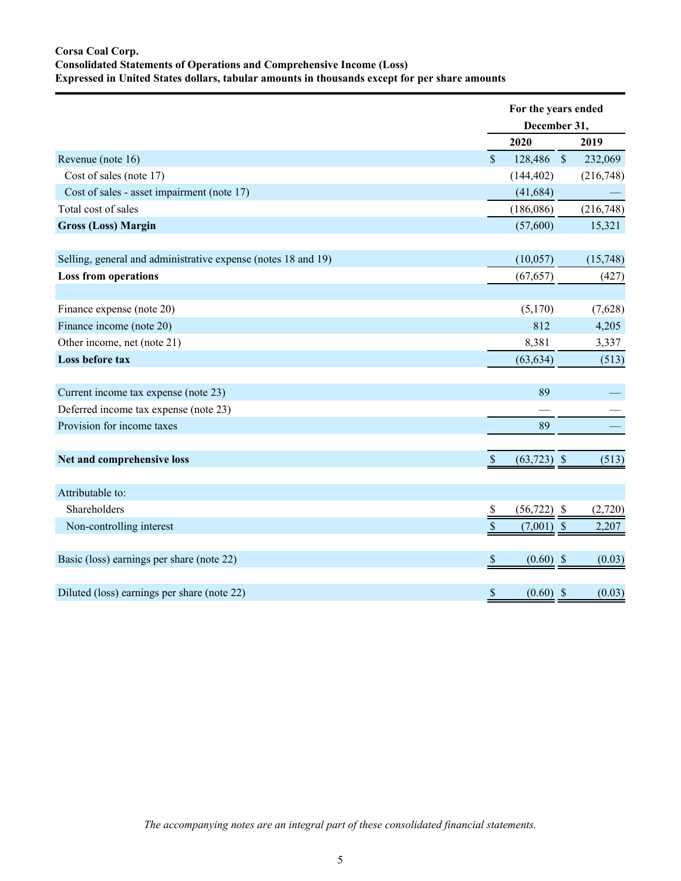**Corsa Coal Corp.**
**Consolidated Statements of Operations and Comprehensive Income (Loss)**
**Expressed in United States dollars, tabular amounts in thousands except for per share amounts**

| | For the years ended December 31, | |
|---|---|---|
| | **2020** | **2019** |
| Revenue (note 16) | $ 128,486 | $ 232,069 |
| Cost of sales (note 17) | (144,402) | (216,748) |
| Cost of sales - asset impairment (note 17) | (41,684) | — |
| Total cost of sales | (186,086) | (216,748) |
| **Gross (Loss) Margin** | (57,600) | 15,321 |
| | | |
| Selling, general and administrative expense (notes 18 and 19) | (10,057) | (15,748) |
| **Loss from operations** | (67,657) | (427) |
| | | |
| Finance expense (note 20) | (5,170) | (7,628) |
| Finance income (note 20) | 812 | 4,205 |
| Other income, net (note 21) | 8,381 | 3,337 |
| **Loss before tax** | (63,634) | (513) |
| | | |
| Current income tax expense (note 23) | 89 | — |
| Deferred income tax expense (note 23) | — | — |
| Provision for income taxes | 89 | — |
| | | |
| **Net and comprehensive loss** | $ (63,723) | $ (513) |
| | | |
| Attributable to: | | |
| Shareholders | $ (56,722) | $ (2,720) |
| Non-controlling interest | $ (7,001) | $ 2,207 |
| | | |
| Basic (loss) earnings per share (note 22) | $ (0.60) | $ (0.03) |
| | | |
| Diluted (loss) earnings per share (note 22) | $ (0.60) | $ (0.03) |

*The accompanying notes are an integral part of these consolidated financial statements.*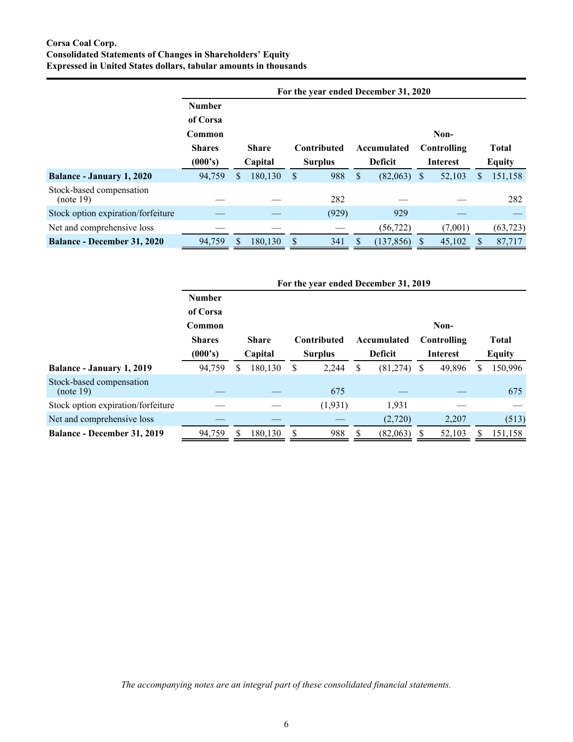**Corsa Coal Corp.**
**Consolidated Statements of Changes in Shareholders' Equity**
**Expressed in United States dollars, tabular amounts in thousands**

| | For the year ended December 31, 2020 | | | | | |
|---|---|---|---|---|---|---|
| | Number of Corsa Common Shares (000's) | Share Capital | Contributed Surplus | Accumulated Deficit | Non-Controlling Interest | Total Equity |
| **Balance - January 1, 2020** | 94,759 | $ 180,130 | $ 988 | $ (82,063) | $ 52,103 | $ 151,158 |
| Stock-based compensation (note 19) | — | — | 282 | — | — | 282 |
| Stock option expiration/forfeiture | — | — | (929) | 929 | — | — |
| Net and comprehensive loss | — | — | — | (56,722) | (7,001) | (63,723) |
| **Balance - December 31, 2020** | 94,759 | $ 180,130 | $ 341 | $ (137,856) | $ 45,102 | $ 87,717 |

| | For the year ended December 31, 2019 | | | | | |
|---|---|---|---|---|---|---|
| | Number of Corsa Common Shares (000's) | Share Capital | Contributed Surplus | Accumulated Deficit | Non-Controlling Interest | Total Equity |
| **Balance - January 1, 2019** | 94,759 | $ 180,130 | $ 2,244 | $ (81,274) | $ 49,896 | $ 150,996 |
| Stock-based compensation (note 19) | — | — | 675 | — | — | 675 |
| Stock option expiration/forfeiture | — | — | (1,931) | 1,931 | — | — |
| Net and comprehensive loss | — | — | — | (2,720) | 2,207 | (513) |
| **Balance - December 31, 2019** | 94,759 | $ 180,130 | $ 988 | $ (82,063) | $ 52,103 | $ 151,158 |

*The accompanying notes are an integral part of these consolidated financial statements.*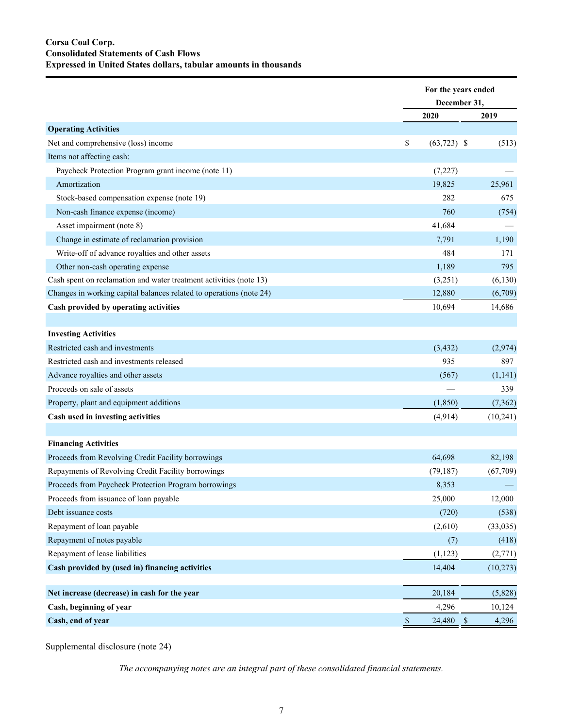**Corsa Coal Corp.**
**Consolidated Statements of Cash Flows**
**Expressed in United States dollars, tabular amounts in thousands**

| | For the years ended December 31, | |
|---|---|---|
| | **2020** | **2019** |
| **Operating Activities** | | |
| Net and comprehensive (loss) income | $ (63,723) | $ (513) |
| Items not affecting cash: | | |
| Paycheck Protection Program grant income (note 11) | (7,227) | — |
| Amortization | 19,825 | 25,961 |
| Stock-based compensation expense (note 19) | 282 | 675 |
| Non-cash finance expense (income) | 760 | (754) |
| Asset impairment (note 8) | 41,684 | — |
| Change in estimate of reclamation provision | 7,791 | 1,190 |
| Write-off of advance royalties and other assets | 484 | 171 |
| Other non-cash operating expense | 1,189 | 795 |
| Cash spent on reclamation and water treatment activities (note 13) | (3,251) | (6,130) |
| Changes in working capital balances related to operations (note 24) | 12,880 | (6,709) |
| **Cash provided by operating activities** | 10,694 | 14,686 |
| | | |
| **Investing Activities** | | |
| Restricted cash and investments | (3,432) | (2,974) |
| Restricted cash and investments released | 935 | 897 |
| Advance royalties and other assets | (567) | (1,141) |
| Proceeds on sale of assets | — | 339 |
| Property, plant and equipment additions | (1,850) | (7,362) |
| **Cash used in investing activities** | (4,914) | (10,241) |
| | | |
| **Financing Activities** | | |
| Proceeds from Revolving Credit Facility borrowings | 64,698 | 82,198 |
| Repayments of Revolving Credit Facility borrowings | (79,187) | (67,709) |
| Proceeds from Paycheck Protection Program borrowings | 8,353 | — |
| Proceeds from issuance of loan payable | 25,000 | 12,000 |
| Debt issuance costs | (720) | (538) |
| Repayment of loan payable | (2,610) | (33,035) |
| Repayment of notes payable | (7) | (418) |
| Repayment of lease liabilities | (1,123) | (2,771) |
| **Cash provided by (used in) financing activities** | 14,404 | (10,273) |
| | | |
| **Net increase (decrease) in cash for the year** | 20,184 | (5,828) |
| **Cash, beginning of year** | 4,296 | 10,124 |
| **Cash, end of year** | $ 24,480 | $ 4,296 |

Supplemental disclosure (note 24)

*The accompanying notes are an integral part of these consolidated financial statements.*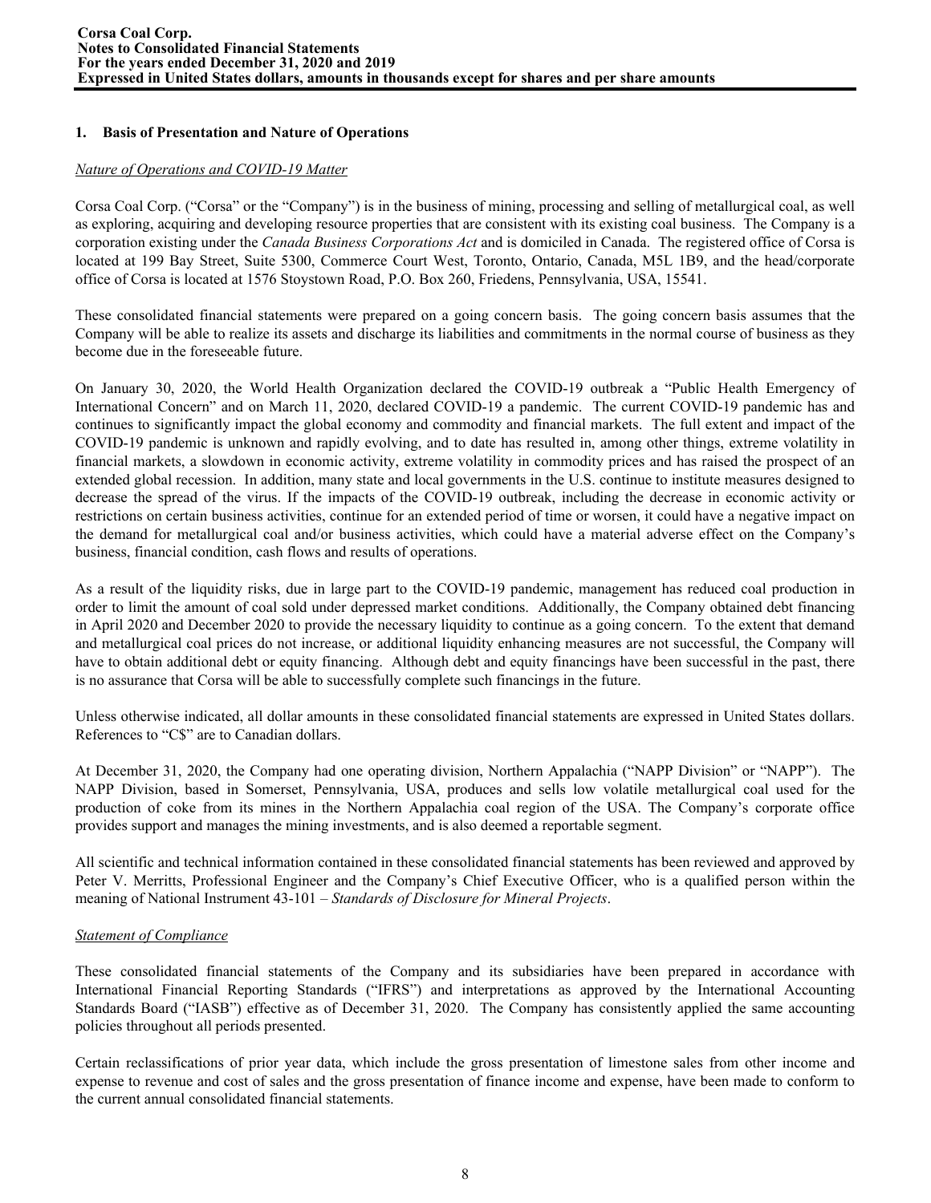## 1. Basis of Presentation and Nature of Operations

*Nature of Operations and COVID-19 Matter*

Corsa Coal Corp. ("Corsa" or the "Company") is in the business of mining, processing and selling of metallurgical coal, as well as exploring, acquiring and developing resource properties that are consistent with its existing coal business. The Company is a corporation existing under the *Canada Business Corporations Act* and is domiciled in Canada. The registered office of Corsa is located at 199 Bay Street, Suite 5300, Commerce Court West, Toronto, Ontario, Canada, M5L 1B9, and the head/corporate office of Corsa is located at 1576 Stoystown Road, P.O. Box 260, Friedens, Pennsylvania, USA, 15541.

These consolidated financial statements were prepared on a going concern basis. The going concern basis assumes that the Company will be able to realize its assets and discharge its liabilities and commitments in the normal course of business as they become due in the foreseeable future.

On January 30, 2020, the World Health Organization declared the COVID-19 outbreak a "Public Health Emergency of International Concern" and on March 11, 2020, declared COVID-19 a pandemic. The current COVID-19 pandemic has and continues to significantly impact the global economy and commodity and financial markets. The full extent and impact of the COVID-19 pandemic is unknown and rapidly evolving, and to date has resulted in, among other things, extreme volatility in financial markets, a slowdown in economic activity, extreme volatility in commodity prices and has raised the prospect of an extended global recession. In addition, many state and local governments in the U.S. continue to institute measures designed to decrease the spread of the virus. If the impacts of the COVID-19 outbreak, including the decrease in economic activity or restrictions on certain business activities, continue for an extended period of time or worsen, it could have a negative impact on the demand for metallurgical coal and/or business activities, which could have a material adverse effect on the Company's business, financial condition, cash flows and results of operations.

As a result of the liquidity risks, due in large part to the COVID-19 pandemic, management has reduced coal production in order to limit the amount of coal sold under depressed market conditions. Additionally, the Company obtained debt financing in April 2020 and December 2020 to provide the necessary liquidity to continue as a going concern. To the extent that demand and metallurgical coal prices do not increase, or additional liquidity enhancing measures are not successful, the Company will have to obtain additional debt or equity financing. Although debt and equity financings have been successful in the past, there is no assurance that Corsa will be able to successfully complete such financings in the future.

Unless otherwise indicated, all dollar amounts in these consolidated financial statements are expressed in United States dollars. References to "C$" are to Canadian dollars.

At December 31, 2020, the Company had one operating division, Northern Appalachia ("NAPP Division" or "NAPP"). The NAPP Division, based in Somerset, Pennsylvania, USA, produces and sells low volatile metallurgical coal used for the production of coke from its mines in the Northern Appalachia coal region of the USA. The Company's corporate office provides support and manages the mining investments, and is also deemed a reportable segment.

All scientific and technical information contained in these consolidated financial statements has been reviewed and approved by Peter V. Merritts, Professional Engineer and the Company's Chief Executive Officer, who is a qualified person within the meaning of National Instrument 43-101 – *Standards of Disclosure for Mineral Projects*.

*Statement of Compliance*

These consolidated financial statements of the Company and its subsidiaries have been prepared in accordance with International Financial Reporting Standards ("IFRS") and interpretations as approved by the International Accounting Standards Board ("IASB") effective as of December 31, 2020. The Company has consistently applied the same accounting policies throughout all periods presented.

Certain reclassifications of prior year data, which include the gross presentation of limestone sales from other income and expense to revenue and cost of sales and the gross presentation of finance income and expense, have been made to conform to the current annual consolidated financial statements.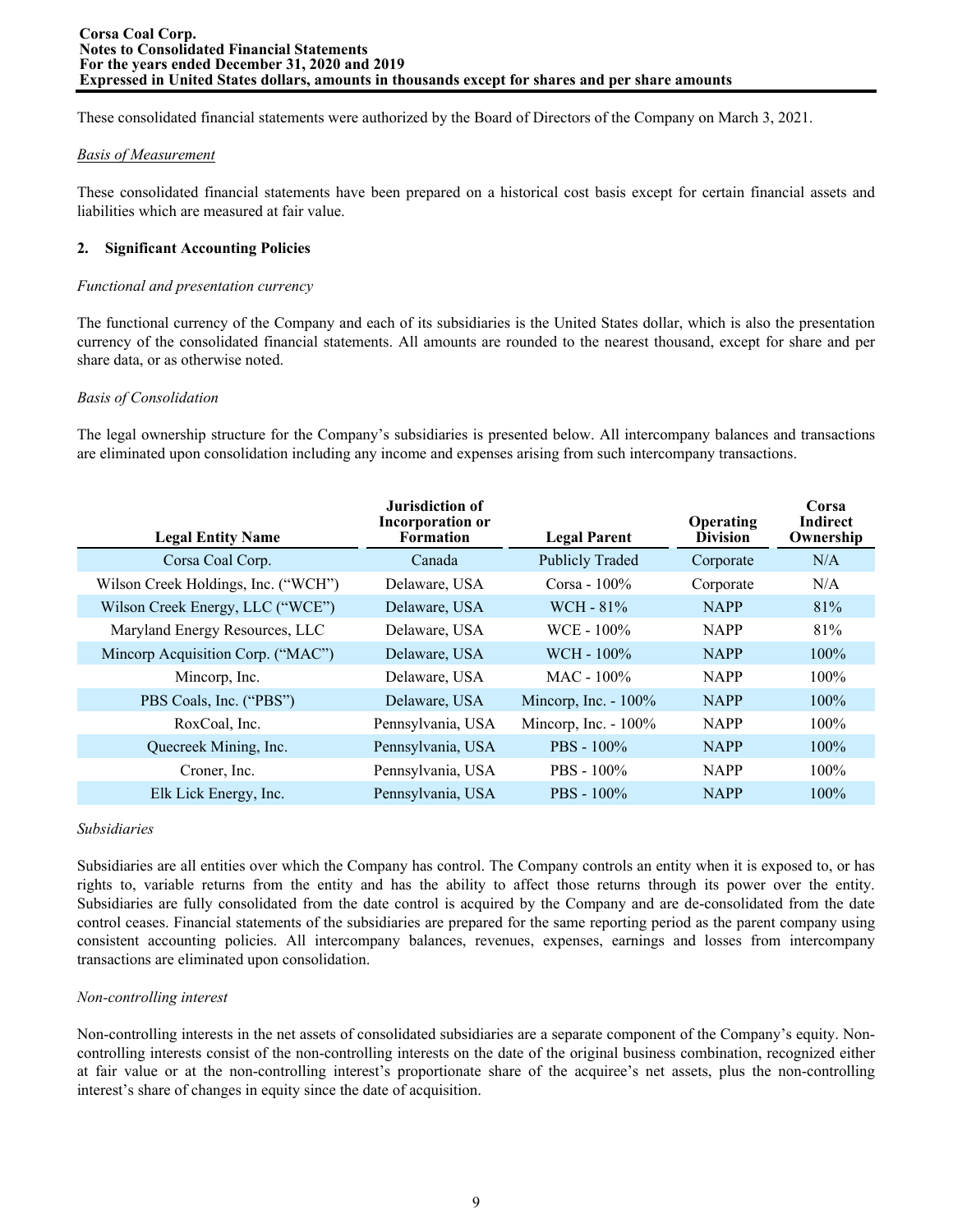These consolidated financial statements were authorized by the Board of Directors of the Company on March 3, 2021.

*Basis of Measurement*

These consolidated financial statements have been prepared on a historical cost basis except for certain financial assets and liabilities which are measured at fair value.

## 2. Significant Accounting Policies

*Functional and presentation currency*

The functional currency of the Company and each of its subsidiaries is the United States dollar, which is also the presentation currency of the consolidated financial statements. All amounts are rounded to the nearest thousand, except for share and per share data, or as otherwise noted.

*Basis of Consolidation*

The legal ownership structure for the Company's subsidiaries is presented below. All intercompany balances and transactions are eliminated upon consolidation including any income and expenses arising from such intercompany transactions.

| Legal Entity Name | Jurisdiction of Incorporation or Formation | Legal Parent | Operating Division | Corsa Indirect Ownership |
|---|---|---|---|---|
| Corsa Coal Corp. | Canada | Publicly Traded | Corporate | N/A |
| Wilson Creek Holdings, Inc. ("WCH") | Delaware, USA | Corsa - 100% | Corporate | N/A |
| Wilson Creek Energy, LLC ("WCE") | Delaware, USA | WCH - 81% | NAPP | 81% |
| Maryland Energy Resources, LLC | Delaware, USA | WCE - 100% | NAPP | 81% |
| Mincorp Acquisition Corp. ("MAC") | Delaware, USA | WCH - 100% | NAPP | 100% |
| Mincorp, Inc. | Delaware, USA | MAC - 100% | NAPP | 100% |
| PBS Coals, Inc. ("PBS") | Delaware, USA | Mincorp, Inc. - 100% | NAPP | 100% |
| RoxCoal, Inc. | Pennsylvania, USA | Mincorp, Inc. - 100% | NAPP | 100% |
| Quecreek Mining, Inc. | Pennsylvania, USA | PBS - 100% | NAPP | 100% |
| Croner, Inc. | Pennsylvania, USA | PBS - 100% | NAPP | 100% |
| Elk Lick Energy, Inc. | Pennsylvania, USA | PBS - 100% | NAPP | 100% |

*Subsidiaries*

Subsidiaries are all entities over which the Company has control. The Company controls an entity when it is exposed to, or has rights to, variable returns from the entity and has the ability to affect those returns through its power over the entity. Subsidiaries are fully consolidated from the date control is acquired by the Company and are de-consolidated from the date control ceases. Financial statements of the subsidiaries are prepared for the same reporting period as the parent company using consistent accounting policies. All intercompany balances, revenues, expenses, earnings and losses from intercompany transactions are eliminated upon consolidation.

*Non-controlling interest*

Non-controlling interests in the net assets of consolidated subsidiaries are a separate component of the Company's equity. Non-controlling interests consist of the non-controlling interests on the date of the original business combination, recognized either at fair value or at the non-controlling interest's proportionate share of the acquiree's net assets, plus the non-controlling interest's share of changes in equity since the date of acquisition.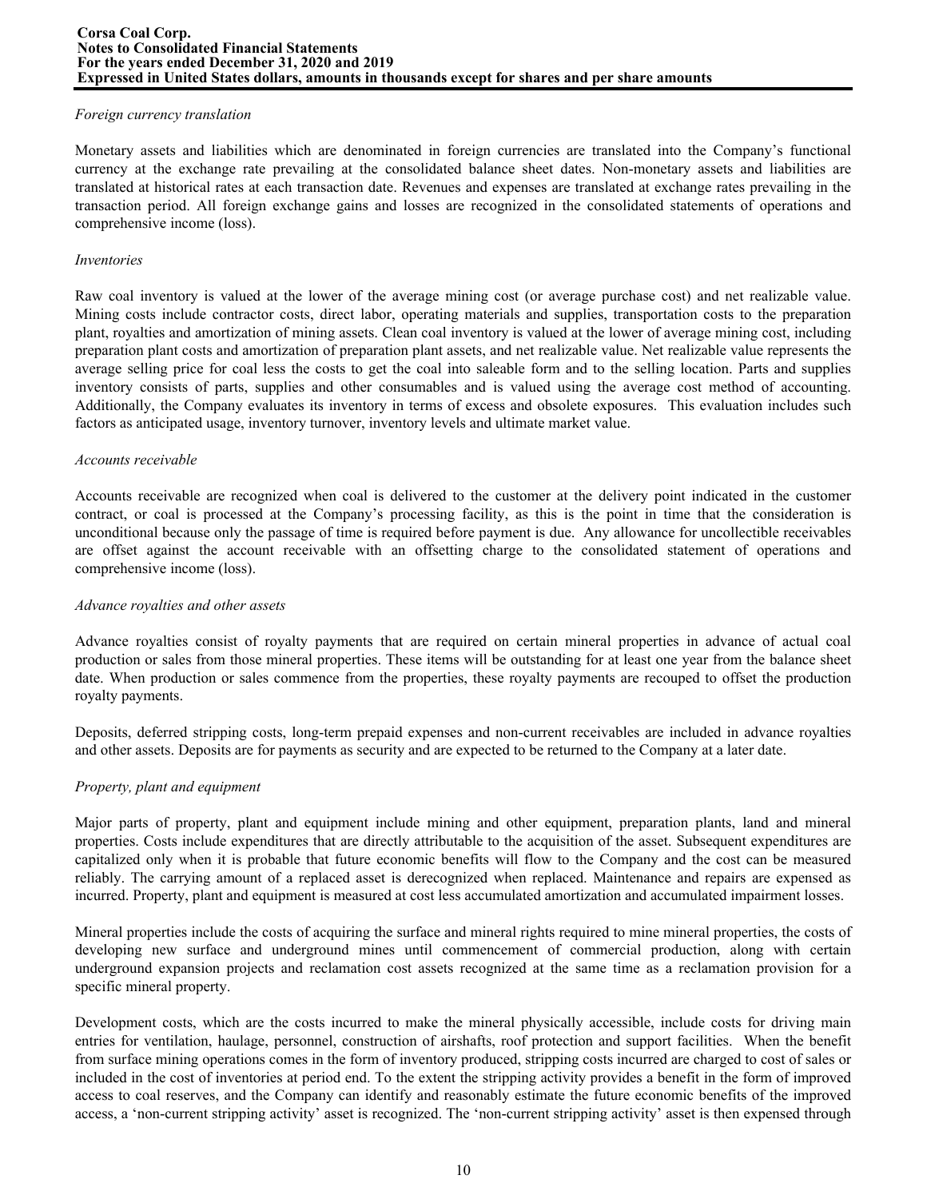*Foreign currency translation*

Monetary assets and liabilities which are denominated in foreign currencies are translated into the Company's functional currency at the exchange rate prevailing at the consolidated balance sheet dates. Non-monetary assets and liabilities are translated at historical rates at each transaction date. Revenues and expenses are translated at exchange rates prevailing in the transaction period. All foreign exchange gains and losses are recognized in the consolidated statements of operations and comprehensive income (loss).

*Inventories*

Raw coal inventory is valued at the lower of the average mining cost (or average purchase cost) and net realizable value. Mining costs include contractor costs, direct labor, operating materials and supplies, transportation costs to the preparation plant, royalties and amortization of mining assets. Clean coal inventory is valued at the lower of average mining cost, including preparation plant costs and amortization of preparation plant assets, and net realizable value. Net realizable value represents the average selling price for coal less the costs to get the coal into saleable form and to the selling location. Parts and supplies inventory consists of parts, supplies and other consumables and is valued using the average cost method of accounting. Additionally, the Company evaluates its inventory in terms of excess and obsolete exposures. This evaluation includes such factors as anticipated usage, inventory turnover, inventory levels and ultimate market value.

*Accounts receivable*

Accounts receivable are recognized when coal is delivered to the customer at the delivery point indicated in the customer contract, or coal is processed at the Company's processing facility, as this is the point in time that the consideration is unconditional because only the passage of time is required before payment is due. Any allowance for uncollectible receivables are offset against the account receivable with an offsetting charge to the consolidated statement of operations and comprehensive income (loss).

*Advance royalties and other assets*

Advance royalties consist of royalty payments that are required on certain mineral properties in advance of actual coal production or sales from those mineral properties. These items will be outstanding for at least one year from the balance sheet date. When production or sales commence from the properties, these royalty payments are recouped to offset the production royalty payments.

Deposits, deferred stripping costs, long-term prepaid expenses and non-current receivables are included in advance royalties and other assets. Deposits are for payments as security and are expected to be returned to the Company at a later date.

*Property, plant and equipment*

Major parts of property, plant and equipment include mining and other equipment, preparation plants, land and mineral properties. Costs include expenditures that are directly attributable to the acquisition of the asset. Subsequent expenditures are capitalized only when it is probable that future economic benefits will flow to the Company and the cost can be measured reliably. The carrying amount of a replaced asset is derecognized when replaced. Maintenance and repairs are expensed as incurred. Property, plant and equipment is measured at cost less accumulated amortization and accumulated impairment losses.

Mineral properties include the costs of acquiring the surface and mineral rights required to mine mineral properties, the costs of developing new surface and underground mines until commencement of commercial production, along with certain underground expansion projects and reclamation cost assets recognized at the same time as a reclamation provision for a specific mineral property.

Development costs, which are the costs incurred to make the mineral physically accessible, include costs for driving main entries for ventilation, haulage, personnel, construction of airshafts, roof protection and support facilities. When the benefit from surface mining operations comes in the form of inventory produced, stripping costs incurred are charged to cost of sales or included in the cost of inventories at period end. To the extent the stripping activity provides a benefit in the form of improved access to coal reserves, and the Company can identify and reasonably estimate the future economic benefits of the improved access, a 'non-current stripping activity' asset is recognized. The 'non-current stripping activity' asset is then expensed through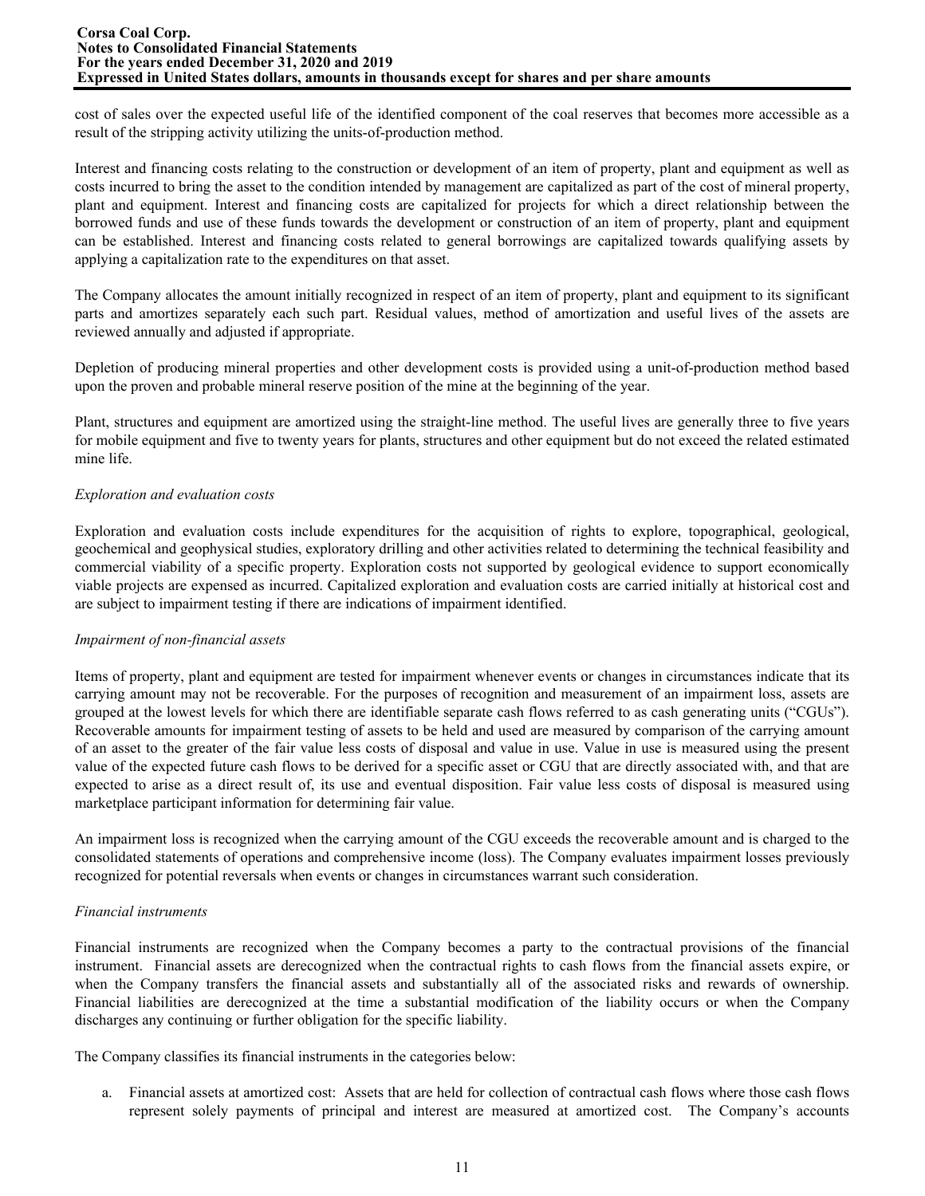cost of sales over the expected useful life of the identified component of the coal reserves that becomes more accessible as a result of the stripping activity utilizing the units-of-production method.

Interest and financing costs relating to the construction or development of an item of property, plant and equipment as well as costs incurred to bring the asset to the condition intended by management are capitalized as part of the cost of mineral property, plant and equipment. Interest and financing costs are capitalized for projects for which a direct relationship between the borrowed funds and use of these funds towards the development or construction of an item of property, plant and equipment can be established. Interest and financing costs related to general borrowings are capitalized towards qualifying assets by applying a capitalization rate to the expenditures on that asset.

The Company allocates the amount initially recognized in respect of an item of property, plant and equipment to its significant parts and amortizes separately each such part. Residual values, method of amortization and useful lives of the assets are reviewed annually and adjusted if appropriate.

Depletion of producing mineral properties and other development costs is provided using a unit-of-production method based upon the proven and probable mineral reserve position of the mine at the beginning of the year.

Plant, structures and equipment are amortized using the straight-line method. The useful lives are generally three to five years for mobile equipment and five to twenty years for plants, structures and other equipment but do not exceed the related estimated mine life.

*Exploration and evaluation costs*

Exploration and evaluation costs include expenditures for the acquisition of rights to explore, topographical, geological, geochemical and geophysical studies, exploratory drilling and other activities related to determining the technical feasibility and commercial viability of a specific property. Exploration costs not supported by geological evidence to support economically viable projects are expensed as incurred. Capitalized exploration and evaluation costs are carried initially at historical cost and are subject to impairment testing if there are indications of impairment identified.

*Impairment of non-financial assets*

Items of property, plant and equipment are tested for impairment whenever events or changes in circumstances indicate that its carrying amount may not be recoverable. For the purposes of recognition and measurement of an impairment loss, assets are grouped at the lowest levels for which there are identifiable separate cash flows referred to as cash generating units ("CGUs"). Recoverable amounts for impairment testing of assets to be held and used are measured by comparison of the carrying amount of an asset to the greater of the fair value less costs of disposal and value in use. Value in use is measured using the present value of the expected future cash flows to be derived for a specific asset or CGU that are directly associated with, and that are expected to arise as a direct result of, its use and eventual disposition. Fair value less costs of disposal is measured using marketplace participant information for determining fair value.

An impairment loss is recognized when the carrying amount of the CGU exceeds the recoverable amount and is charged to the consolidated statements of operations and comprehensive income (loss). The Company evaluates impairment losses previously recognized for potential reversals when events or changes in circumstances warrant such consideration.

*Financial instruments*

Financial instruments are recognized when the Company becomes a party to the contractual provisions of the financial instrument. Financial assets are derecognized when the contractual rights to cash flows from the financial assets expire, or when the Company transfers the financial assets and substantially all of the associated risks and rewards of ownership. Financial liabilities are derecognized at the time a substantial modification of the liability occurs or when the Company discharges any continuing or further obligation for the specific liability.

The Company classifies its financial instruments in the categories below:

a. Financial assets at amortized cost: Assets that are held for collection of contractual cash flows where those cash flows represent solely payments of principal and interest are measured at amortized cost. The Company's accounts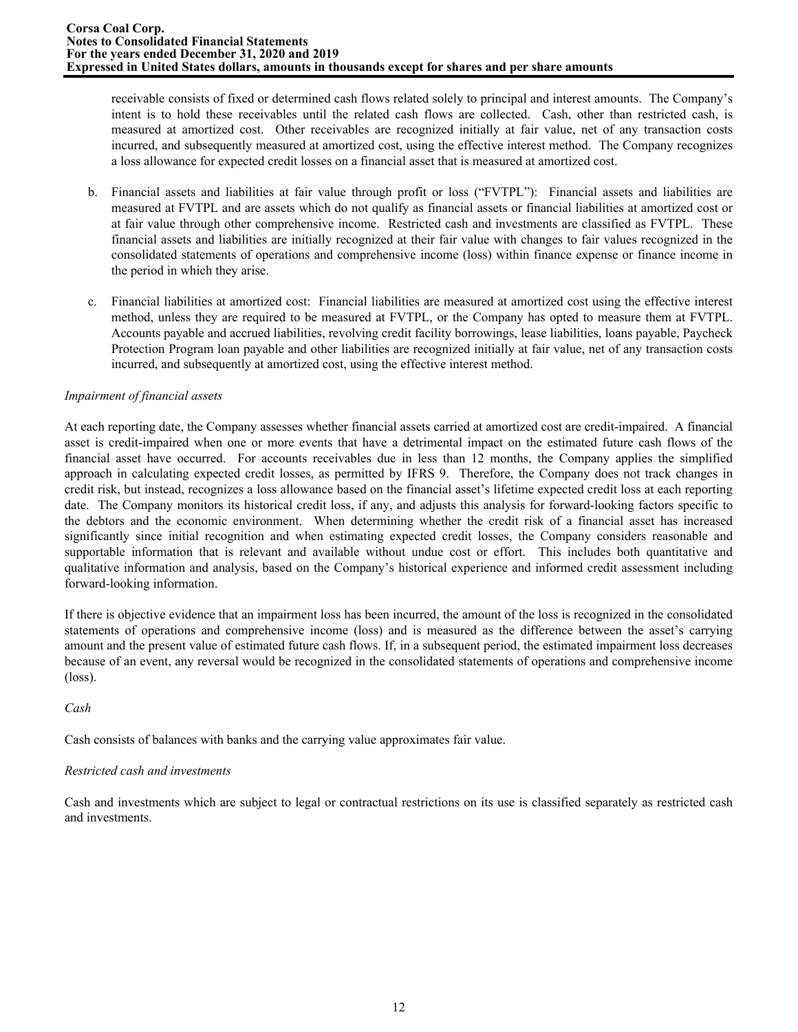receivable consists of fixed or determined cash flows related solely to principal and interest amounts. The Company's intent is to hold these receivables until the related cash flows are collected. Cash, other than restricted cash, is measured at amortized cost. Other receivables are recognized initially at fair value, net of any transaction costs incurred, and subsequently measured at amortized cost, using the effective interest method. The Company recognizes a loss allowance for expected credit losses on a financial asset that is measured at amortized cost.

b. Financial assets and liabilities at fair value through profit or loss ("FVTPL"): Financial assets and liabilities are measured at FVTPL and are assets which do not qualify as financial assets or financial liabilities at amortized cost or at fair value through other comprehensive income. Restricted cash and investments are classified as FVTPL. These financial assets and liabilities are initially recognized at their fair value with changes to fair values recognized in the consolidated statements of operations and comprehensive income (loss) within finance expense or finance income in the period in which they arise.

c. Financial liabilities at amortized cost: Financial liabilities are measured at amortized cost using the effective interest method, unless they are required to be measured at FVTPL, or the Company has opted to measure them at FVTPL. Accounts payable and accrued liabilities, revolving credit facility borrowings, lease liabilities, loans payable, Paycheck Protection Program loan payable and other liabilities are recognized initially at fair value, net of any transaction costs incurred, and subsequently at amortized cost, using the effective interest method.

*Impairment of financial assets*

At each reporting date, the Company assesses whether financial assets carried at amortized cost are credit-impaired. A financial asset is credit-impaired when one or more events that have a detrimental impact on the estimated future cash flows of the financial asset have occurred. For accounts receivables due in less than 12 months, the Company applies the simplified approach in calculating expected credit losses, as permitted by IFRS 9. Therefore, the Company does not track changes in credit risk, but instead, recognizes a loss allowance based on the financial asset's lifetime expected credit loss at each reporting date. The Company monitors its historical credit loss, if any, and adjusts this analysis for forward-looking factors specific to the debtors and the economic environment. When determining whether the credit risk of a financial asset has increased significantly since initial recognition and when estimating expected credit losses, the Company considers reasonable and supportable information that is relevant and available without undue cost or effort. This includes both quantitative and qualitative information and analysis, based on the Company's historical experience and informed credit assessment including forward-looking information.

If there is objective evidence that an impairment loss has been incurred, the amount of the loss is recognized in the consolidated statements of operations and comprehensive income (loss) and is measured as the difference between the asset's carrying amount and the present value of estimated future cash flows. If, in a subsequent period, the estimated impairment loss decreases because of an event, any reversal would be recognized in the consolidated statements of operations and comprehensive income (loss).

*Cash*

Cash consists of balances with banks and the carrying value approximates fair value.

*Restricted cash and investments*

Cash and investments which are subject to legal or contractual restrictions on its use is classified separately as restricted cash and investments.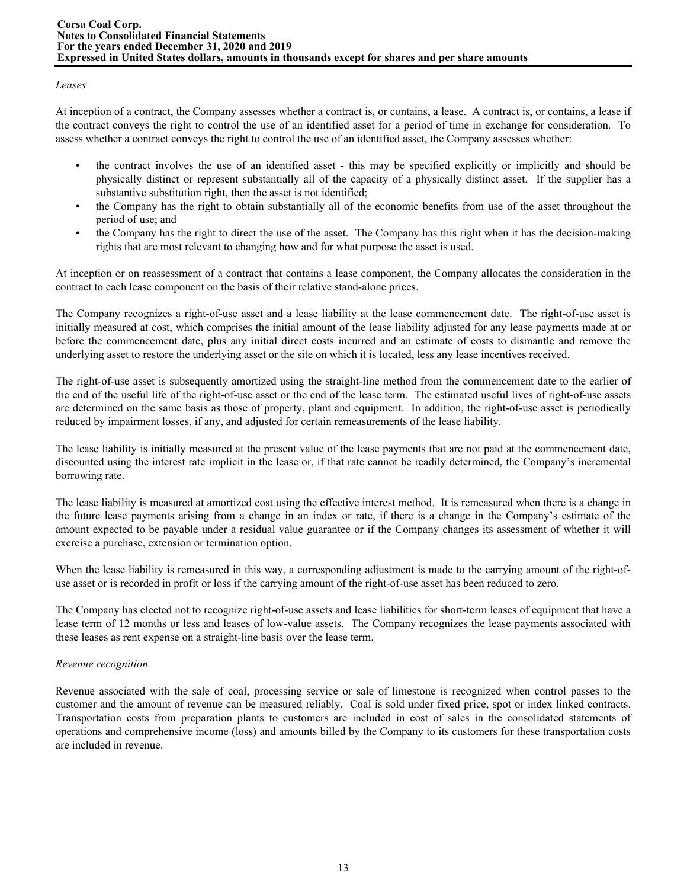*Leases*

At inception of a contract, the Company assesses whether a contract is, or contains, a lease. A contract is, or contains, a lease if the contract conveys the right to control the use of an identified asset for a period of time in exchange for consideration. To assess whether a contract conveys the right to control the use of an identified asset, the Company assesses whether:

- the contract involves the use of an identified asset - this may be specified explicitly or implicitly and should be physically distinct or represent substantially all of the capacity of a physically distinct asset. If the supplier has a substantive substitution right, then the asset is not identified;
- the Company has the right to obtain substantially all of the economic benefits from use of the asset throughout the period of use; and
- the Company has the right to direct the use of the asset. The Company has this right when it has the decision-making rights that are most relevant to changing how and for what purpose the asset is used.

At inception or on reassessment of a contract that contains a lease component, the Company allocates the consideration in the contract to each lease component on the basis of their relative stand-alone prices.

The Company recognizes a right-of-use asset and a lease liability at the lease commencement date. The right-of-use asset is initially measured at cost, which comprises the initial amount of the lease liability adjusted for any lease payments made at or before the commencement date, plus any initial direct costs incurred and an estimate of costs to dismantle and remove the underlying asset to restore the underlying asset or the site on which it is located, less any lease incentives received.

The right-of-use asset is subsequently amortized using the straight-line method from the commencement date to the earlier of the end of the useful life of the right-of-use asset or the end of the lease term. The estimated useful lives of right-of-use assets are determined on the same basis as those of property, plant and equipment. In addition, the right-of-use asset is periodically reduced by impairment losses, if any, and adjusted for certain remeasurements of the lease liability.

The lease liability is initially measured at the present value of the lease payments that are not paid at the commencement date, discounted using the interest rate implicit in the lease or, if that rate cannot be readily determined, the Company's incremental borrowing rate.

The lease liability is measured at amortized cost using the effective interest method. It is remeasured when there is a change in the future lease payments arising from a change in an index or rate, if there is a change in the Company's estimate of the amount expected to be payable under a residual value guarantee or if the Company changes its assessment of whether it will exercise a purchase, extension or termination option.

When the lease liability is remeasured in this way, a corresponding adjustment is made to the carrying amount of the right-of-use asset or is recorded in profit or loss if the carrying amount of the right-of-use asset has been reduced to zero.

The Company has elected not to recognize right-of-use assets and lease liabilities for short-term leases of equipment that have a lease term of 12 months or less and leases of low-value assets. The Company recognizes the lease payments associated with these leases as rent expense on a straight-line basis over the lease term.

*Revenue recognition*

Revenue associated with the sale of coal, processing service or sale of limestone is recognized when control passes to the customer and the amount of revenue can be measured reliably. Coal is sold under fixed price, spot or index linked contracts. Transportation costs from preparation plants to customers are included in cost of sales in the consolidated statements of operations and comprehensive income (loss) and amounts billed by the Company to its customers for these transportation costs are included in revenue.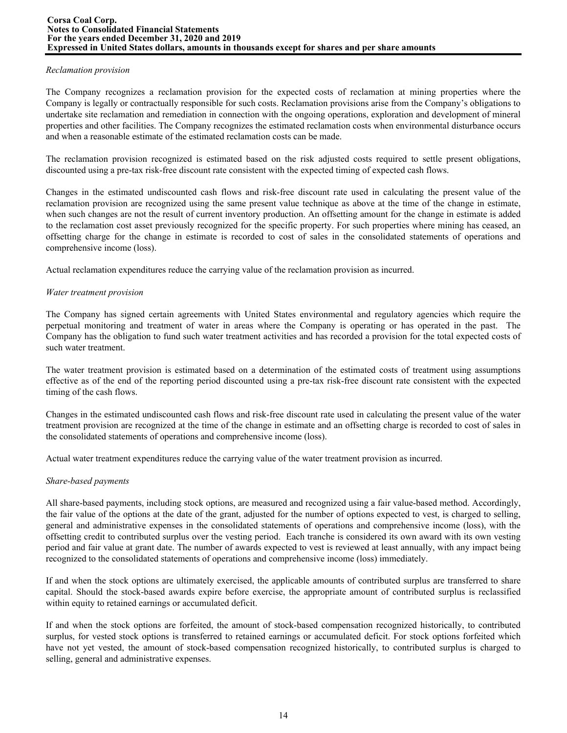*Reclamation provision*

The Company recognizes a reclamation provision for the expected costs of reclamation at mining properties where the Company is legally or contractually responsible for such costs. Reclamation provisions arise from the Company's obligations to undertake site reclamation and remediation in connection with the ongoing operations, exploration and development of mineral properties and other facilities. The Company recognizes the estimated reclamation costs when environmental disturbance occurs and when a reasonable estimate of the estimated reclamation costs can be made.

The reclamation provision recognized is estimated based on the risk adjusted costs required to settle present obligations, discounted using a pre-tax risk-free discount rate consistent with the expected timing of expected cash flows.

Changes in the estimated undiscounted cash flows and risk-free discount rate used in calculating the present value of the reclamation provision are recognized using the same present value technique as above at the time of the change in estimate, when such changes are not the result of current inventory production. An offsetting amount for the change in estimate is added to the reclamation cost asset previously recognized for the specific property. For such properties where mining has ceased, an offsetting charge for the change in estimate is recorded to cost of sales in the consolidated statements of operations and comprehensive income (loss).

Actual reclamation expenditures reduce the carrying value of the reclamation provision as incurred.

*Water treatment provision*

The Company has signed certain agreements with United States environmental and regulatory agencies which require the perpetual monitoring and treatment of water in areas where the Company is operating or has operated in the past. The Company has the obligation to fund such water treatment activities and has recorded a provision for the total expected costs of such water treatment.

The water treatment provision is estimated based on a determination of the estimated costs of treatment using assumptions effective as of the end of the reporting period discounted using a pre-tax risk-free discount rate consistent with the expected timing of the cash flows.

Changes in the estimated undiscounted cash flows and risk-free discount rate used in calculating the present value of the water treatment provision are recognized at the time of the change in estimate and an offsetting charge is recorded to cost of sales in the consolidated statements of operations and comprehensive income (loss).

Actual water treatment expenditures reduce the carrying value of the water treatment provision as incurred.

*Share-based payments*

All share-based payments, including stock options, are measured and recognized using a fair value-based method. Accordingly, the fair value of the options at the date of the grant, adjusted for the number of options expected to vest, is charged to selling, general and administrative expenses in the consolidated statements of operations and comprehensive income (loss), with the offsetting credit to contributed surplus over the vesting period. Each tranche is considered its own award with its own vesting period and fair value at grant date. The number of awards expected to vest is reviewed at least annually, with any impact being recognized to the consolidated statements of operations and comprehensive income (loss) immediately.

If and when the stock options are ultimately exercised, the applicable amounts of contributed surplus are transferred to share capital. Should the stock-based awards expire before exercise, the appropriate amount of contributed surplus is reclassified within equity to retained earnings or accumulated deficit.

If and when the stock options are forfeited, the amount of stock-based compensation recognized historically, to contributed surplus, for vested stock options is transferred to retained earnings or accumulated deficit. For stock options forfeited which have not yet vested, the amount of stock-based compensation recognized historically, to contributed surplus is charged to selling, general and administrative expenses.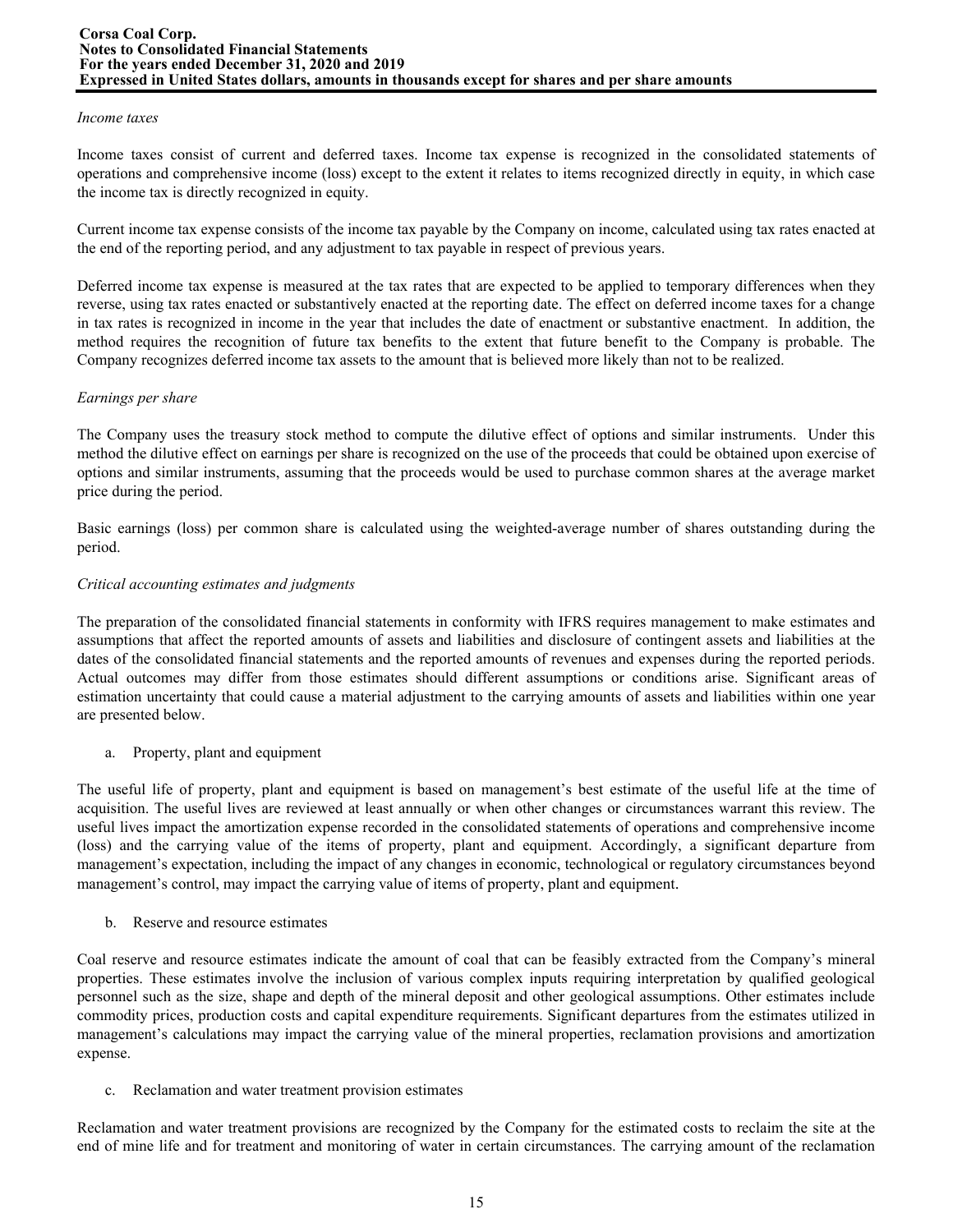*Income taxes*

Income taxes consist of current and deferred taxes. Income tax expense is recognized in the consolidated statements of operations and comprehensive income (loss) except to the extent it relates to items recognized directly in equity, in which case the income tax is directly recognized in equity.

Current income tax expense consists of the income tax payable by the Company on income, calculated using tax rates enacted at the end of the reporting period, and any adjustment to tax payable in respect of previous years.

Deferred income tax expense is measured at the tax rates that are expected to be applied to temporary differences when they reverse, using tax rates enacted or substantively enacted at the reporting date. The effect on deferred income taxes for a change in tax rates is recognized in income in the year that includes the date of enactment or substantive enactment. In addition, the method requires the recognition of future tax benefits to the extent that future benefit to the Company is probable. The Company recognizes deferred income tax assets to the amount that is believed more likely than not to be realized.

*Earnings per share*

The Company uses the treasury stock method to compute the dilutive effect of options and similar instruments. Under this method the dilutive effect on earnings per share is recognized on the use of the proceeds that could be obtained upon exercise of options and similar instruments, assuming that the proceeds would be used to purchase common shares at the average market price during the period.

Basic earnings (loss) per common share is calculated using the weighted-average number of shares outstanding during the period.

*Critical accounting estimates and judgments*

The preparation of the consolidated financial statements in conformity with IFRS requires management to make estimates and assumptions that affect the reported amounts of assets and liabilities and disclosure of contingent assets and liabilities at the dates of the consolidated financial statements and the reported amounts of revenues and expenses during the reported periods. Actual outcomes may differ from those estimates should different assumptions or conditions arise. Significant areas of estimation uncertainty that could cause a material adjustment to the carrying amounts of assets and liabilities within one year are presented below.

a. Property, plant and equipment

The useful life of property, plant and equipment is based on management's best estimate of the useful life at the time of acquisition. The useful lives are reviewed at least annually or when other changes or circumstances warrant this review. The useful lives impact the amortization expense recorded in the consolidated statements of operations and comprehensive income (loss) and the carrying value of the items of property, plant and equipment. Accordingly, a significant departure from management's expectation, including the impact of any changes in economic, technological or regulatory circumstances beyond management's control, may impact the carrying value of items of property, plant and equipment.

b. Reserve and resource estimates

Coal reserve and resource estimates indicate the amount of coal that can be feasibly extracted from the Company's mineral properties. These estimates involve the inclusion of various complex inputs requiring interpretation by qualified geological personnel such as the size, shape and depth of the mineral deposit and other geological assumptions. Other estimates include commodity prices, production costs and capital expenditure requirements. Significant departures from the estimates utilized in management's calculations may impact the carrying value of the mineral properties, reclamation provisions and amortization expense.

c. Reclamation and water treatment provision estimates

Reclamation and water treatment provisions are recognized by the Company for the estimated costs to reclaim the site at the end of mine life and for treatment and monitoring of water in certain circumstances. The carrying amount of the reclamation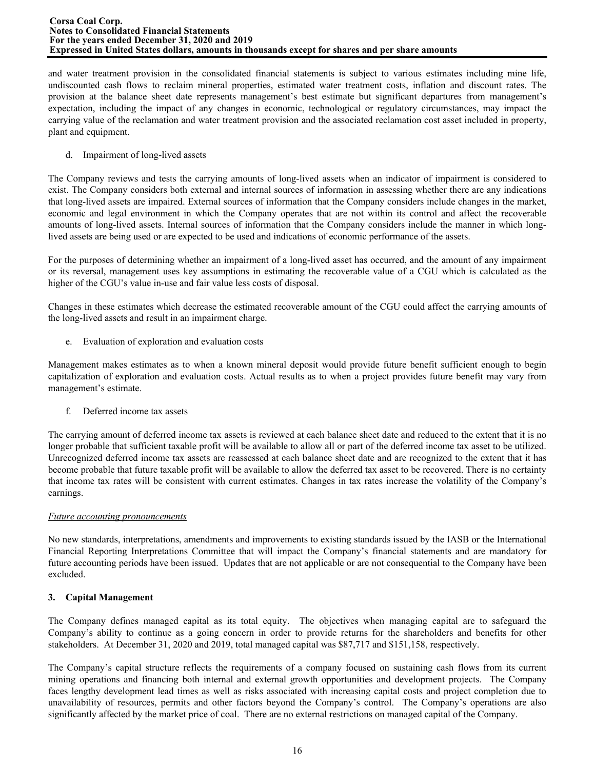and water treatment provision in the consolidated financial statements is subject to various estimates including mine life, undiscounted cash flows to reclaim mineral properties, estimated water treatment costs, inflation and discount rates. The provision at the balance sheet date represents management's best estimate but significant departures from management's expectation, including the impact of any changes in economic, technological or regulatory circumstances, may impact the carrying value of the reclamation and water treatment provision and the associated reclamation cost asset included in property, plant and equipment.

d. Impairment of long-lived assets

The Company reviews and tests the carrying amounts of long-lived assets when an indicator of impairment is considered to exist. The Company considers both external and internal sources of information in assessing whether there are any indications that long-lived assets are impaired. External sources of information that the Company considers include changes in the market, economic and legal environment in which the Company operates that are not within its control and affect the recoverable amounts of long-lived assets. Internal sources of information that the Company considers include the manner in which long-lived assets are being used or are expected to be used and indications of economic performance of the assets.

For the purposes of determining whether an impairment of a long-lived asset has occurred, and the amount of any impairment or its reversal, management uses key assumptions in estimating the recoverable value of a CGU which is calculated as the higher of the CGU's value in-use and fair value less costs of disposal.

Changes in these estimates which decrease the estimated recoverable amount of the CGU could affect the carrying amounts of the long-lived assets and result in an impairment charge.

e. Evaluation of exploration and evaluation costs

Management makes estimates as to when a known mineral deposit would provide future benefit sufficient enough to begin capitalization of exploration and evaluation costs. Actual results as to when a project provides future benefit may vary from management's estimate.

f. Deferred income tax assets

The carrying amount of deferred income tax assets is reviewed at each balance sheet date and reduced to the extent that it is no longer probable that sufficient taxable profit will be available to allow all or part of the deferred income tax asset to be utilized. Unrecognized deferred income tax assets are reassessed at each balance sheet date and are recognized to the extent that it has become probable that future taxable profit will be available to allow the deferred tax asset to be recovered. There is no certainty that income tax rates will be consistent with current estimates. Changes in tax rates increase the volatility of the Company's earnings.

*Future accounting pronouncements*

No new standards, interpretations, amendments and improvements to existing standards issued by the IASB or the International Financial Reporting Interpretations Committee that will impact the Company's financial statements and are mandatory for future accounting periods have been issued. Updates that are not applicable or are not consequential to the Company have been excluded.

## 3. Capital Management

The Company defines managed capital as its total equity. The objectives when managing capital are to safeguard the Company's ability to continue as a going concern in order to provide returns for the shareholders and benefits for other stakeholders. At December 31, 2020 and 2019, total managed capital was $87,717 and $151,158, respectively.

The Company's capital structure reflects the requirements of a company focused on sustaining cash flows from its current mining operations and financing both internal and external growth opportunities and development projects. The Company faces lengthy development lead times as well as risks associated with increasing capital costs and project completion due to unavailability of resources, permits and other factors beyond the Company's control. The Company's operations are also significantly affected by the market price of coal. There are no external restrictions on managed capital of the Company.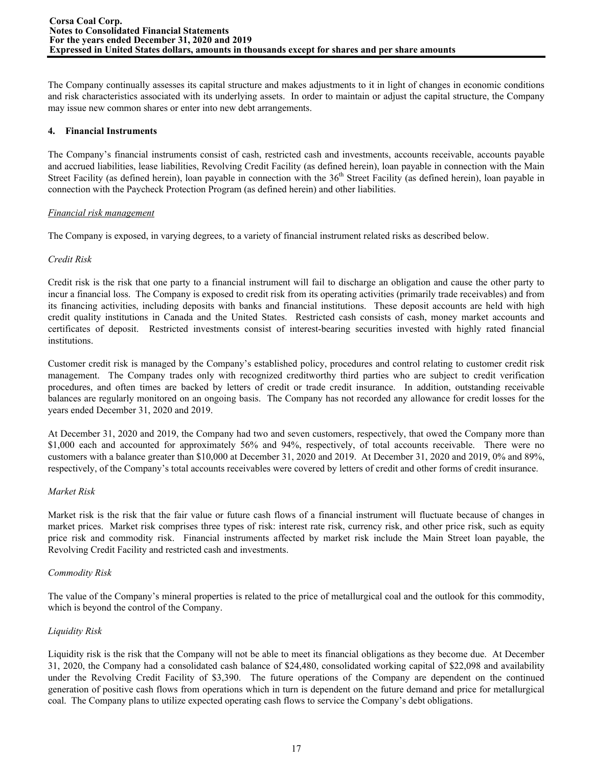The Company continually assesses its capital structure and makes adjustments to it in light of changes in economic conditions and risk characteristics associated with its underlying assets. In order to maintain or adjust the capital structure, the Company may issue new common shares or enter into new debt arrangements.

## 4. Financial Instruments

The Company's financial instruments consist of cash, restricted cash and investments, accounts receivable, accounts payable and accrued liabilities, lease liabilities, Revolving Credit Facility (as defined herein), loan payable in connection with the Main Street Facility (as defined herein), loan payable in connection with the 36th Street Facility (as defined herein), loan payable in connection with the Paycheck Protection Program (as defined herein) and other liabilities.

*Financial risk management*

The Company is exposed, in varying degrees, to a variety of financial instrument related risks as described below.

*Credit Risk*

Credit risk is the risk that one party to a financial instrument will fail to discharge an obligation and cause the other party to incur a financial loss. The Company is exposed to credit risk from its operating activities (primarily trade receivables) and from its financing activities, including deposits with banks and financial institutions. These deposit accounts are held with high credit quality institutions in Canada and the United States. Restricted cash consists of cash, money market accounts and certificates of deposit. Restricted investments consist of interest-bearing securities invested with highly rated financial institutions.

Customer credit risk is managed by the Company's established policy, procedures and control relating to customer credit risk management. The Company trades only with recognized creditworthy third parties who are subject to credit verification procedures, and often times are backed by letters of credit or trade credit insurance. In addition, outstanding receivable balances are regularly monitored on an ongoing basis. The Company has not recorded any allowance for credit losses for the years ended December 31, 2020 and 2019.

At December 31, 2020 and 2019, the Company had two and seven customers, respectively, that owed the Company more than $1,000 each and accounted for approximately 56% and 94%, respectively, of total accounts receivable. There were no customers with a balance greater than $10,000 at December 31, 2020 and 2019. At December 31, 2020 and 2019, 0% and 89%, respectively, of the Company's total accounts receivables were covered by letters of credit and other forms of credit insurance.

*Market Risk*

Market risk is the risk that the fair value or future cash flows of a financial instrument will fluctuate because of changes in market prices. Market risk comprises three types of risk: interest rate risk, currency risk, and other price risk, such as equity price risk and commodity risk. Financial instruments affected by market risk include the Main Street loan payable, the Revolving Credit Facility and restricted cash and investments.

*Commodity Risk*

The value of the Company's mineral properties is related to the price of metallurgical coal and the outlook for this commodity, which is beyond the control of the Company.

*Liquidity Risk*

Liquidity risk is the risk that the Company will not be able to meet its financial obligations as they become due. At December 31, 2020, the Company had a consolidated cash balance of $24,480, consolidated working capital of $22,098 and availability under the Revolving Credit Facility of $3,390. The future operations of the Company are dependent on the continued generation of positive cash flows from operations which in turn is dependent on the future demand and price for metallurgical coal. The Company plans to utilize expected operating cash flows to service the Company's debt obligations.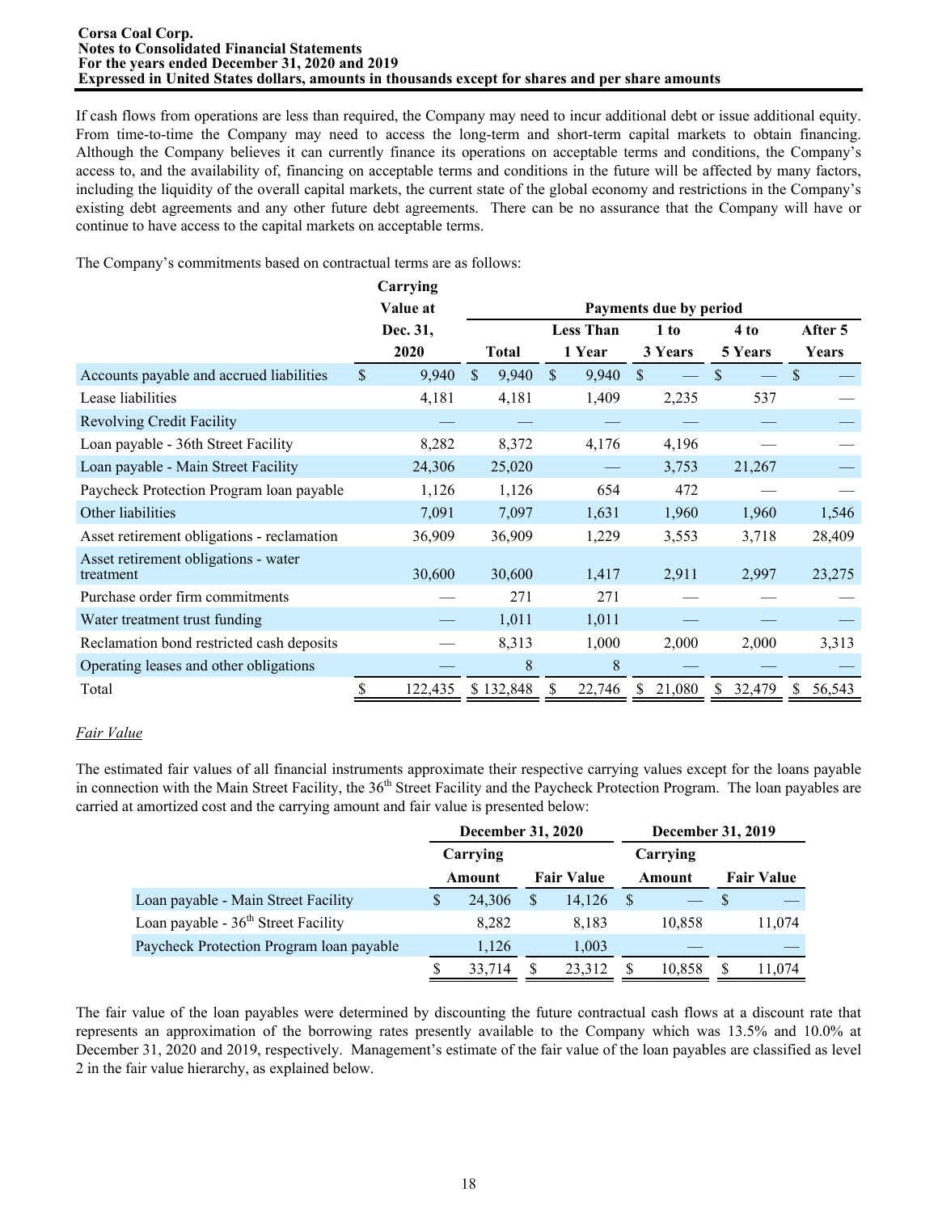If cash flows from operations are less than required, the Company may need to incur additional debt or issue additional equity. From time-to-time the Company may need to access the long-term and short-term capital markets to obtain financing. Although the Company believes it can currently finance its operations on acceptable terms and conditions, the Company's access to, and the availability of, financing on acceptable terms and conditions in the future will be affected by many factors, including the liquidity of the overall capital markets, the current state of the global economy and restrictions in the Company's existing debt agreements and any other future debt agreements. There can be no assurance that the Company will have or continue to have access to the capital markets on acceptable terms.

The Company's commitments based on contractual terms are as follows:

| | Carrying Value at Dec. 31, 2020 | Payments due by period | | | | |
|---|---|---|---|---|---|---|
| | | Total | Less Than 1 Year | 1 to 3 Years | 4 to 5 Years | After 5 Years |
| Accounts payable and accrued liabilities | $ 9,940 | $ 9,940 | $ 9,940 | $ — | $ — | $ — |
| Lease liabilities | 4,181 | 4,181 | 1,409 | 2,235 | 537 | — |
| Revolving Credit Facility | — | — | — | — | — | — |
| Loan payable - 36th Street Facility | 8,282 | 8,372 | 4,176 | 4,196 | — | — |
| Loan payable - Main Street Facility | 24,306 | 25,020 | — | 3,753 | 21,267 | — |
| Paycheck Protection Program loan payable | 1,126 | 1,126 | 654 | 472 | — | — |
| Other liabilities | 7,091 | 7,097 | 1,631 | 1,960 | 1,960 | 1,546 |
| Asset retirement obligations - reclamation | 36,909 | 36,909 | 1,229 | 3,553 | 3,718 | 28,409 |
| Asset retirement obligations - water treatment | 30,600 | 30,600 | 1,417 | 2,911 | 2,997 | 23,275 |
| Purchase order firm commitments | — | 271 | 271 | — | — | — |
| Water treatment trust funding | — | 1,011 | 1,011 | — | — | — |
| Reclamation bond restricted cash deposits | — | 8,313 | 1,000 | 2,000 | 2,000 | 3,313 |
| Operating leases and other obligations | — | 8 | 8 | — | — | — |
| Total | $ 122,435 | $ 132,848 | $ 22,746 | $ 21,080 | $ 32,479 | $ 56,543 |

*Fair Value*

The estimated fair values of all financial instruments approximate their respective carrying values except for the loans payable in connection with the Main Street Facility, the 36th Street Facility and the Paycheck Protection Program. The loan payables are carried at amortized cost and the carrying amount and fair value is presented below:

| | December 31, 2020 | | December 31, 2019 | |
|---|---|---|---|---|
| | Carrying Amount | Fair Value | Carrying Amount | Fair Value |
| Loan payable - Main Street Facility | $ 24,306 | $ 14,126 | $ — | $ — |
| Loan payable - 36th Street Facility | 8,282 | 8,183 | 10,858 | 11,074 |
| Paycheck Protection Program loan payable | 1,126 | 1,003 | — | — |
| | $ 33,714 | $ 23,312 | $ 10,858 | $ 11,074 |

The fair value of the loan payables were determined by discounting the future contractual cash flows at a discount rate that represents an approximation of the borrowing rates presently available to the Company which was 13.5% and 10.0% at December 31, 2020 and 2019, respectively. Management's estimate of the fair value of the loan payables are classified as level 2 in the fair value hierarchy, as explained below.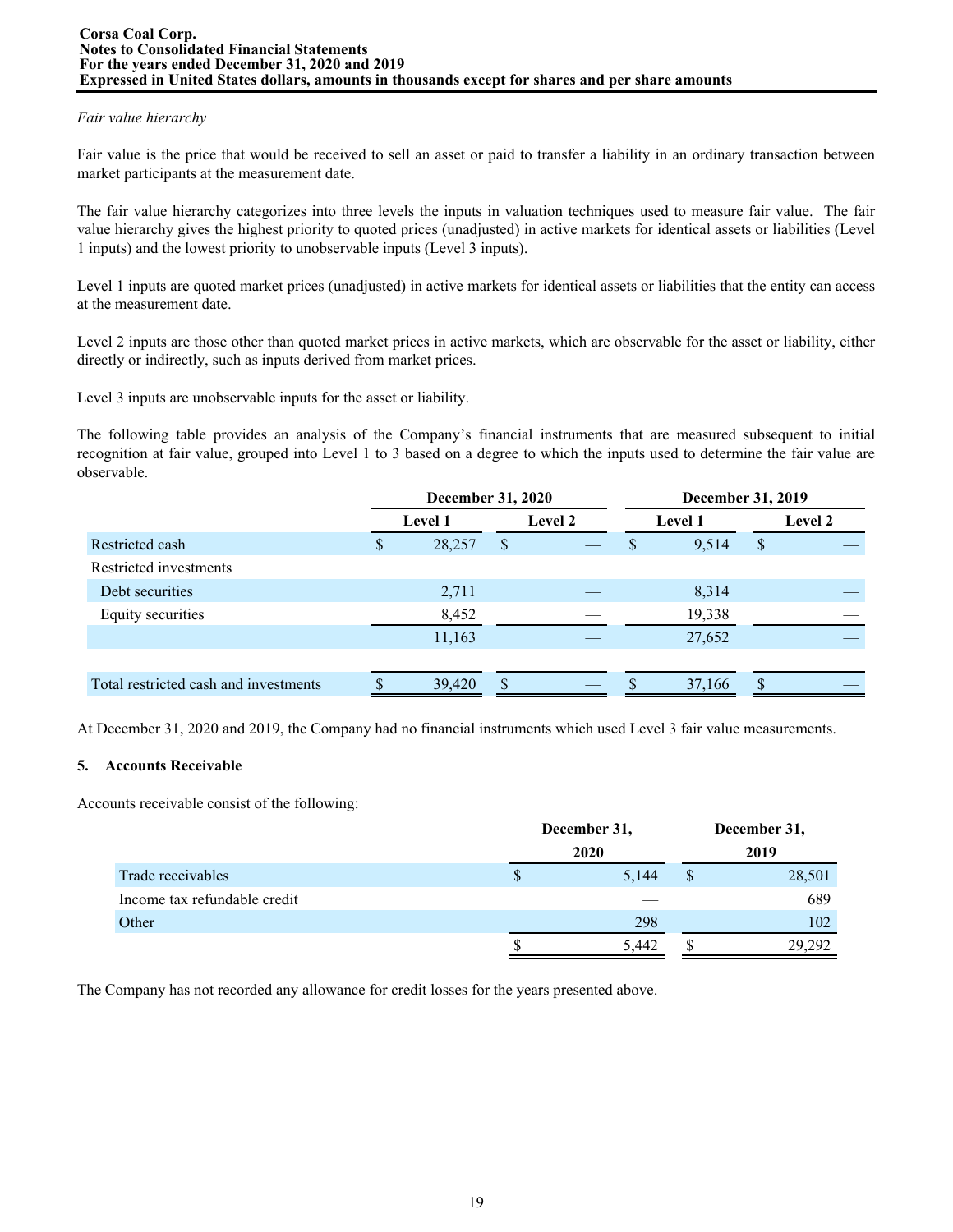*Fair value hierarchy*

Fair value is the price that would be received to sell an asset or paid to transfer a liability in an ordinary transaction between market participants at the measurement date.

The fair value hierarchy categorizes into three levels the inputs in valuation techniques used to measure fair value. The fair value hierarchy gives the highest priority to quoted prices (unadjusted) in active markets for identical assets or liabilities (Level 1 inputs) and the lowest priority to unobservable inputs (Level 3 inputs).

Level 1 inputs are quoted market prices (unadjusted) in active markets for identical assets or liabilities that the entity can access at the measurement date.

Level 2 inputs are those other than quoted market prices in active markets, which are observable for the asset or liability, either directly or indirectly, such as inputs derived from market prices.

Level 3 inputs are unobservable inputs for the asset or liability.

The following table provides an analysis of the Company's financial instruments that are measured subsequent to initial recognition at fair value, grouped into Level 1 to 3 based on a degree to which the inputs used to determine the fair value are observable.

| | December 31, 2020 | | December 31, 2019 | |
|---|---|---|---|---|
| | Level 1 | Level 2 | Level 1 | Level 2 |
| Restricted cash | $ 28,257 | $ — | $ 9,514 | $ — |
| Restricted investments | | | | |
| Debt securities | 2,711 | — | 8,314 | — |
| Equity securities | 8,452 | — | 19,338 | — |
| | 11,163 | — | 27,652 | — |
| Total restricted cash and investments | $ 39,420 | $ — | $ 37,166 | $ — |

At December 31, 2020 and 2019, the Company had no financial instruments which used Level 3 fair value measurements.

## 5. Accounts Receivable

Accounts receivable consist of the following:

| | December 31, 2020 | December 31, 2019 |
|---|---|---|
| Trade receivables | $ 5,144 | $ 28,501 |
| Income tax refundable credit | — | 689 |
| Other | 298 | 102 |
| | $ 5,442 | $ 29,292 |

The Company has not recorded any allowance for credit losses for the years presented above.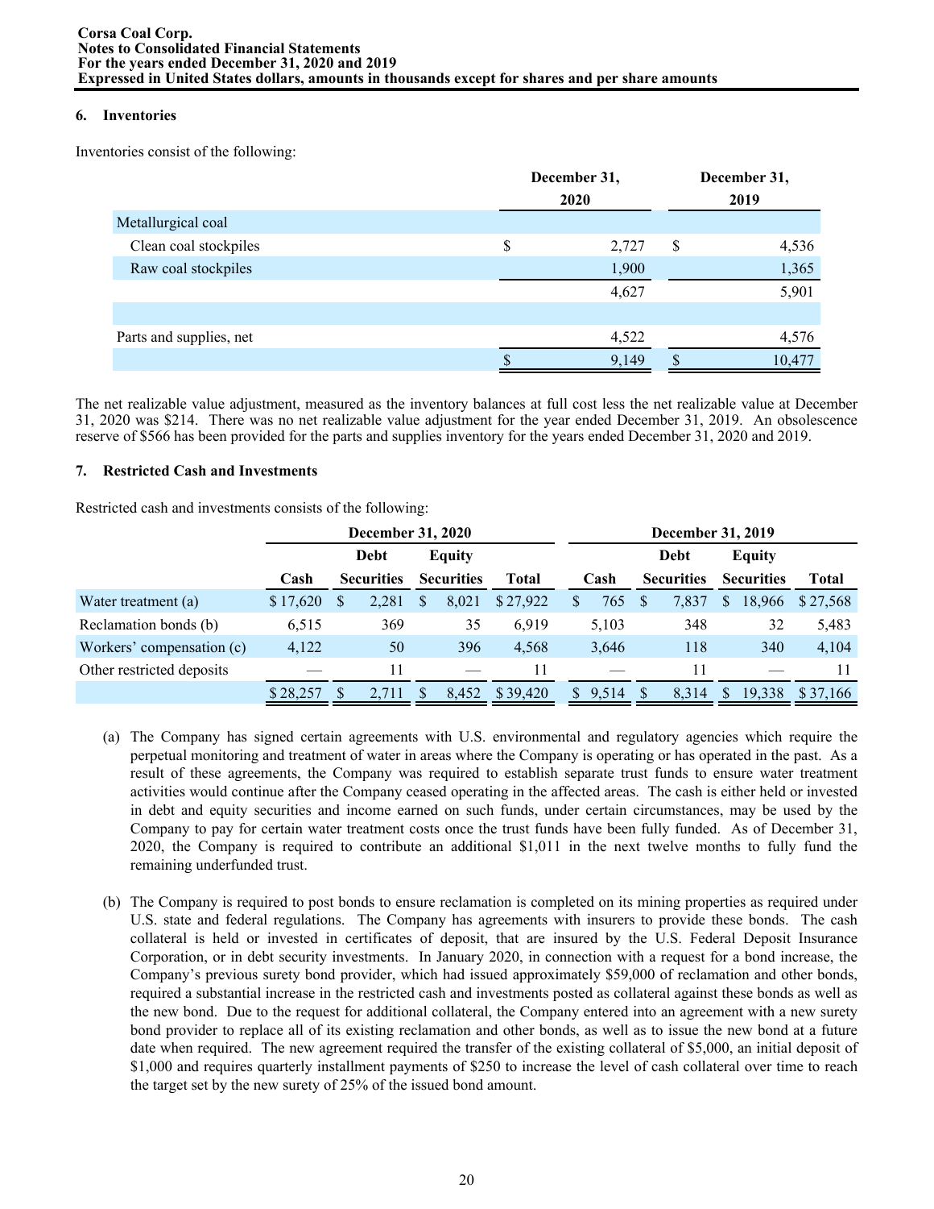## 6. Inventories

Inventories consist of the following:

| | December 31, 2020 | December 31, 2019 |
|---|---|---|
| Metallurgical coal | | |
| Clean coal stockpiles | $ 2,727 | $ 4,536 |
| Raw coal stockpiles | 1,900 | 1,365 |
| | 4,627 | 5,901 |
| | | |
| Parts and supplies, net | 4,522 | 4,576 |
| | $ 9,149 | $ 10,477 |

The net realizable value adjustment, measured as the inventory balances at full cost less the net realizable value at December 31, 2020 was $214. There was no net realizable value adjustment for the year ended December 31, 2019. An obsolescence reserve of $566 has been provided for the parts and supplies inventory for the years ended December 31, 2020 and 2019.

## 7. Restricted Cash and Investments

Restricted cash and investments consists of the following:

| | December 31, 2020 | | | | December 31, 2019 | | | |
|---|---|---|---|---|---|---|---|---|
| | Cash | Debt Securities | Equity Securities | Total | Cash | Debt Securities | Equity Securities | Total |
| Water treatment (a) | $ 17,620 | $ 2,281 | $ 8,021 | $ 27,922 | $ 765 | $ 7,837 | $ 18,966 | $ 27,568 |
| Reclamation bonds (b) | 6,515 | 369 | 35 | 6,919 | 5,103 | 348 | 32 | 5,483 |
| Workers' compensation (c) | 4,122 | 50 | 396 | 4,568 | 3,646 | 118 | 340 | 4,104 |
| Other restricted deposits | — | 11 | — | 11 | — | 11 | — | 11 |
| | $ 28,257 | $ 2,711 | $ 8,452 | $ 39,420 | $ 9,514 | $ 8,314 | $ 19,338 | $ 37,166 |

(a) The Company has signed certain agreements with U.S. environmental and regulatory agencies which require the perpetual monitoring and treatment of water in areas where the Company is operating or has operated in the past. As a result of these agreements, the Company was required to establish separate trust funds to ensure water treatment activities would continue after the Company ceased operating in the affected areas. The cash is either held or invested in debt and equity securities and income earned on such funds, under certain circumstances, may be used by the Company to pay for certain water treatment costs once the trust funds have been fully funded. As of December 31, 2020, the Company is required to contribute an additional $1,011 in the next twelve months to fully fund the remaining underfunded trust.

(b) The Company is required to post bonds to ensure reclamation is completed on its mining properties as required under U.S. state and federal regulations. The Company has agreements with insurers to provide these bonds. The cash collateral is held or invested in certificates of deposit, that are insured by the U.S. Federal Deposit Insurance Corporation, or in debt security investments. In January 2020, in connection with a request for a bond increase, the Company's previous surety bond provider, which had issued approximately $59,000 of reclamation and other bonds, required a substantial increase in the restricted cash and investments posted as collateral against these bonds as well as the new bond. Due to the request for additional collateral, the Company entered into an agreement with a new surety bond provider to replace all of its existing reclamation and other bonds, as well as to issue the new bond at a future date when required. The new agreement required the transfer of the existing collateral of $5,000, an initial deposit of $1,000 and requires quarterly installment payments of $250 to increase the level of cash collateral over time to reach the target set by the new surety of 25% of the issued bond amount.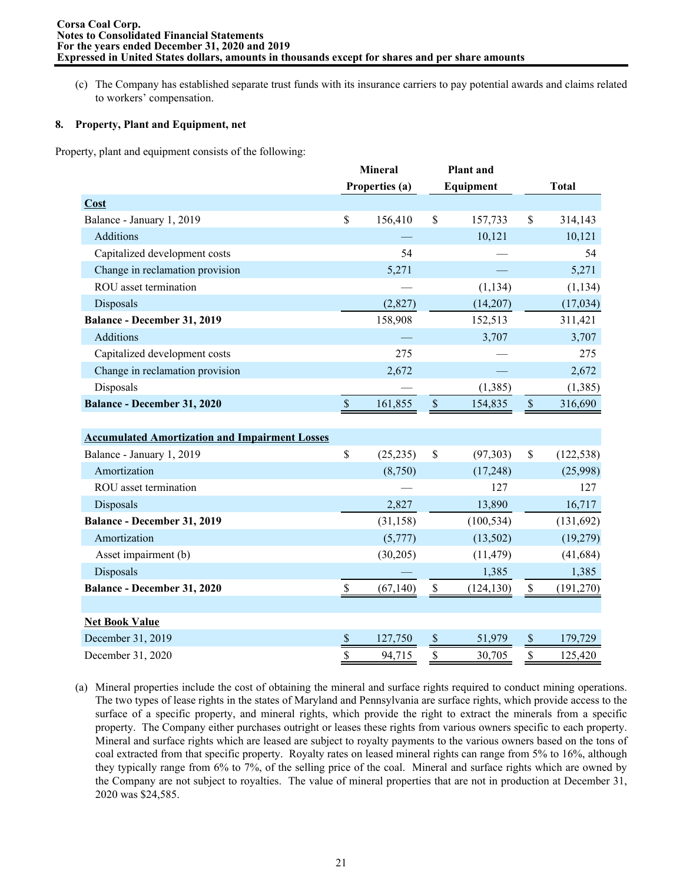(c) The Company has established separate trust funds with its insurance carriers to pay potential awards and claims related to workers' compensation.

## 8. Property, Plant and Equipment, net

Property, plant and equipment consists of the following:

| | Mineral Properties (a) | Plant and Equipment | Total |
|---|---|---|---|
| **Cost** | | | |
| Balance - January 1, 2019 | $ 156,410 | $ 157,733 | $ 314,143 |
| Additions | — | 10,121 | 10,121 |
| Capitalized development costs | 54 | — | 54 |
| Change in reclamation provision | 5,271 | — | 5,271 |
| ROU asset termination | — | (1,134) | (1,134) |
| Disposals | (2,827) | (14,207) | (17,034) |
| **Balance - December 31, 2019** | 158,908 | 152,513 | 311,421 |
| Additions | — | 3,707 | 3,707 |
| Capitalized development costs | 275 | — | 275 |
| Change in reclamation provision | 2,672 | — | 2,672 |
| Disposals | — | (1,385) | (1,385) |
| **Balance - December 31, 2020** | $ 161,855 | $ 154,835 | $ 316,690 |
| | | | |
| **Accumulated Amortization and Impairment Losses** | | | |
| Balance - January 1, 2019 | $ (25,235) | $ (97,303) | $ (122,538) |
| Amortization | (8,750) | (17,248) | (25,998) |
| ROU asset termination | — | 127 | 127 |
| Disposals | 2,827 | 13,890 | 16,717 |
| **Balance - December 31, 2019** | (31,158) | (100,534) | (131,692) |
| Amortization | (5,777) | (13,502) | (19,279) |
| Asset impairment (b) | (30,205) | (11,479) | (41,684) |
| Disposals | — | 1,385 | 1,385 |
| **Balance - December 31, 2020** | $ (67,140) | $ (124,130) | $ (191,270) |
| | | | |
| **Net Book Value** | | | |
| December 31, 2019 | $ 127,750 | $ 51,979 | $ 179,729 |
| December 31, 2020 | $ 94,715 | $ 30,705 | $ 125,420 |

(a) Mineral properties include the cost of obtaining the mineral and surface rights required to conduct mining operations. The two types of lease rights in the states of Maryland and Pennsylvania are surface rights, which provide access to the surface of a specific property, and mineral rights, which provide the right to extract the minerals from a specific property. The Company either purchases outright or leases these rights from various owners specific to each property. Mineral and surface rights which are leased are subject to royalty payments to the various owners based on the tons of coal extracted from that specific property. Royalty rates on leased mineral rights can range from 5% to 16%, although they typically range from 6% to 7%, of the selling price of the coal. Mineral and surface rights which are owned by the Company are not subject to royalties. The value of mineral properties that are not in production at December 31, 2020 was $24,585.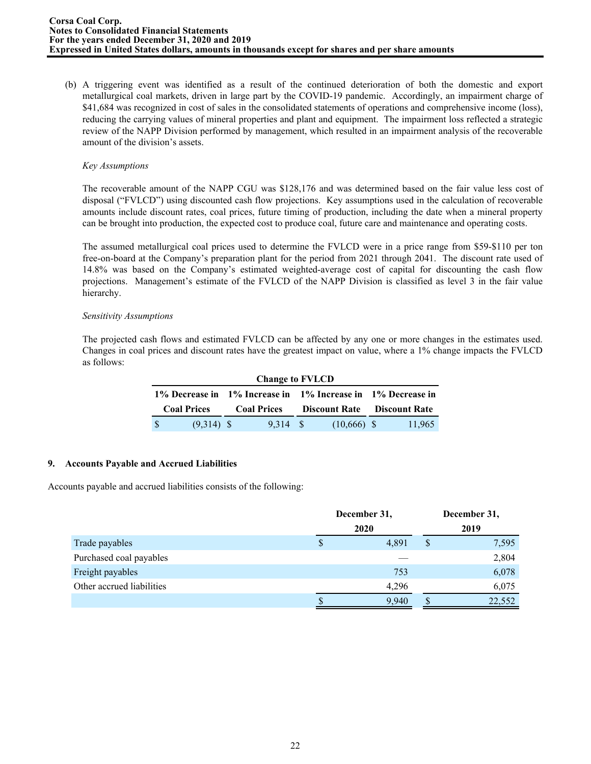(b) A triggering event was identified as a result of the continued deterioration of both the domestic and export metallurgical coal markets, driven in large part by the COVID-19 pandemic. Accordingly, an impairment charge of $41,684 was recognized in cost of sales in the consolidated statements of operations and comprehensive income (loss), reducing the carrying values of mineral properties and plant and equipment. The impairment loss reflected a strategic review of the NAPP Division performed by management, which resulted in an impairment analysis of the recoverable amount of the division's assets.

*Key Assumptions*

The recoverable amount of the NAPP CGU was $128,176 and was determined based on the fair value less cost of disposal ("FVLCD") using discounted cash flow projections. Key assumptions used in the calculation of recoverable amounts include discount rates, coal prices, future timing of production, including the date when a mineral property can be brought into production, the expected cost to produce coal, future care and maintenance and operating costs.

The assumed metallurgical coal prices used to determine the FVLCD were in a price range from $59-$110 per ton free-on-board at the Company's preparation plant for the period from 2021 through 2041. The discount rate used of 14.8% was based on the Company's estimated weighted-average cost of capital for discounting the cash flow projections. Management's estimate of the FVLCD of the NAPP Division is classified as level 3 in the fair value hierarchy.

*Sensitivity Assumptions*

The projected cash flows and estimated FVLCD can be affected by any one or more changes in the estimates used. Changes in coal prices and discount rates have the greatest impact on value, where a 1% change impacts the FVLCD as follows:

| Change to FVLCD | | | |
|---|---|---|---|
| 1% Decrease in Coal Prices | 1% Increase in Coal Prices | 1% Increase in Discount Rate | 1% Decrease in Discount Rate |
| $ (9,314) | $ 9,314 | $ (10,666) | $ 11,965 |

## 9. Accounts Payable and Accrued Liabilities

Accounts payable and accrued liabilities consists of the following:

| | December 31, 2020 | December 31, 2019 |
|---|---|---|
| Trade payables | $ 4,891 | $ 7,595 |
| Purchased coal payables | — | 2,804 |
| Freight payables | 753 | 6,078 |
| Other accrued liabilities | 4,296 | 6,075 |
| | $ 9,940 | $ 22,552 |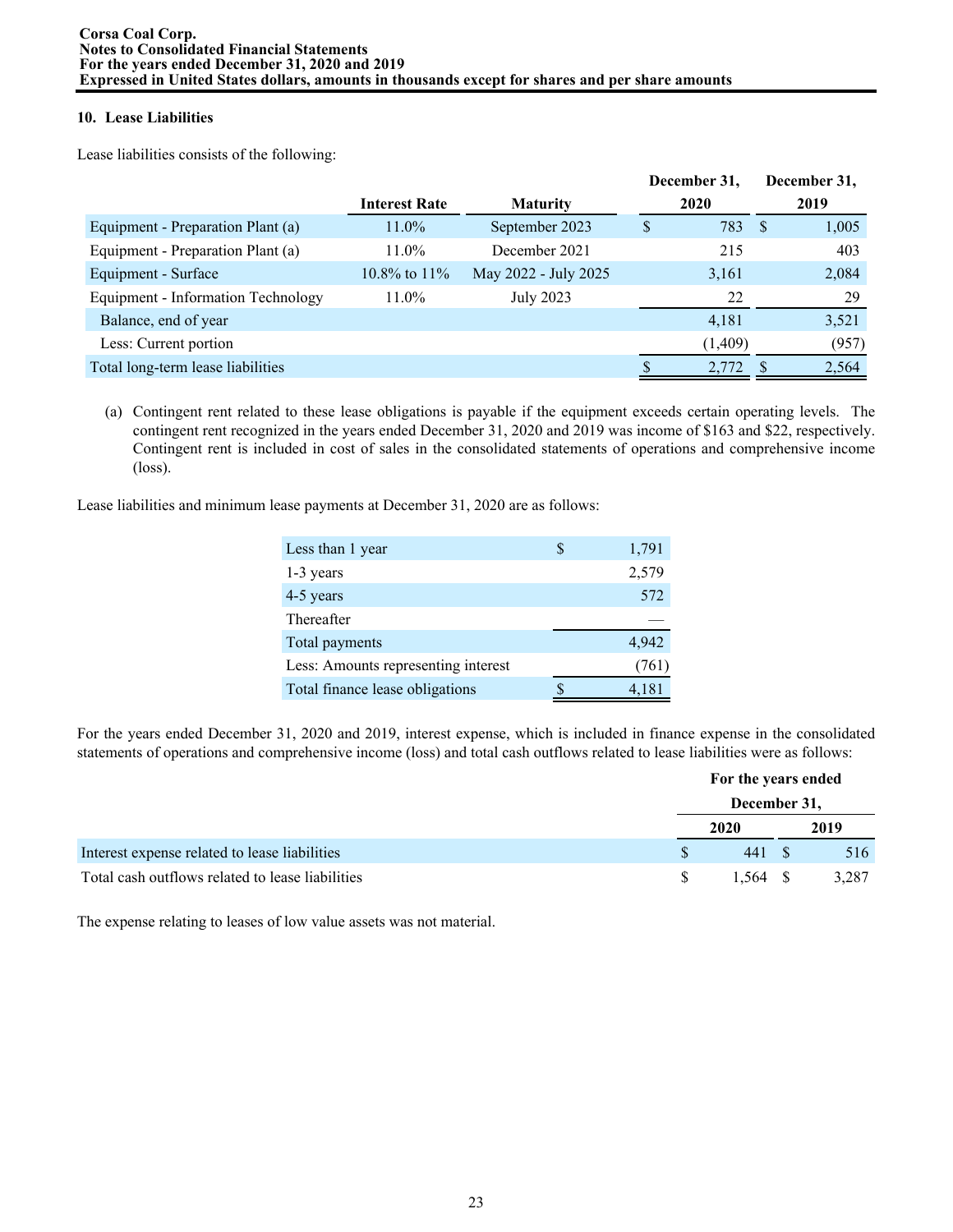## 10. Lease Liabilities

Lease liabilities consists of the following:

| | Interest Rate | Maturity | December 31, 2020 | December 31, 2019 |
|---|---|---|---|---|
| Equipment - Preparation Plant (a) | 11.0% | September 2023 | $ 783 | $ 1,005 |
| Equipment - Preparation Plant (a) | 11.0% | December 2021 | 215 | 403 |
| Equipment - Surface | 10.8% to 11% | May 2022 - July 2025 | 3,161 | 2,084 |
| Equipment - Information Technology | 11.0% | July 2023 | 22 | 29 |
| Balance, end of year | | | 4,181 | 3,521 |
| Less: Current portion | | | (1,409) | (957) |
| Total long-term lease liabilities | | | $ 2,772 | $ 2,564 |

(a) Contingent rent related to these lease obligations is payable if the equipment exceeds certain operating levels. The contingent rent recognized in the years ended December 31, 2020 and 2019 was income of $163 and $22, respectively. Contingent rent is included in cost of sales in the consolidated statements of operations and comprehensive income (loss).

Lease liabilities and minimum lease payments at December 31, 2020 are as follows:

| | |
|---|---|
| Less than 1 year | $ 1,791 |
| 1-3 years | 2,579 |
| 4-5 years | 572 |
| Thereafter | — |
| Total payments | 4,942 |
| Less: Amounts representing interest | (761) |
| Total finance lease obligations | $ 4,181 |

For the years ended December 31, 2020 and 2019, interest expense, which is included in finance expense in the consolidated statements of operations and comprehensive income (loss) and total cash outflows related to lease liabilities were as follows:

| | For the years ended December 31, 2020 | 2019 |
|---|---|---|
| Interest expense related to lease liabilities | $ 441 | $ 516 |
| Total cash outflows related to lease liabilities | $ 1,564 | $ 3,287 |

The expense relating to leases of low value assets was not material.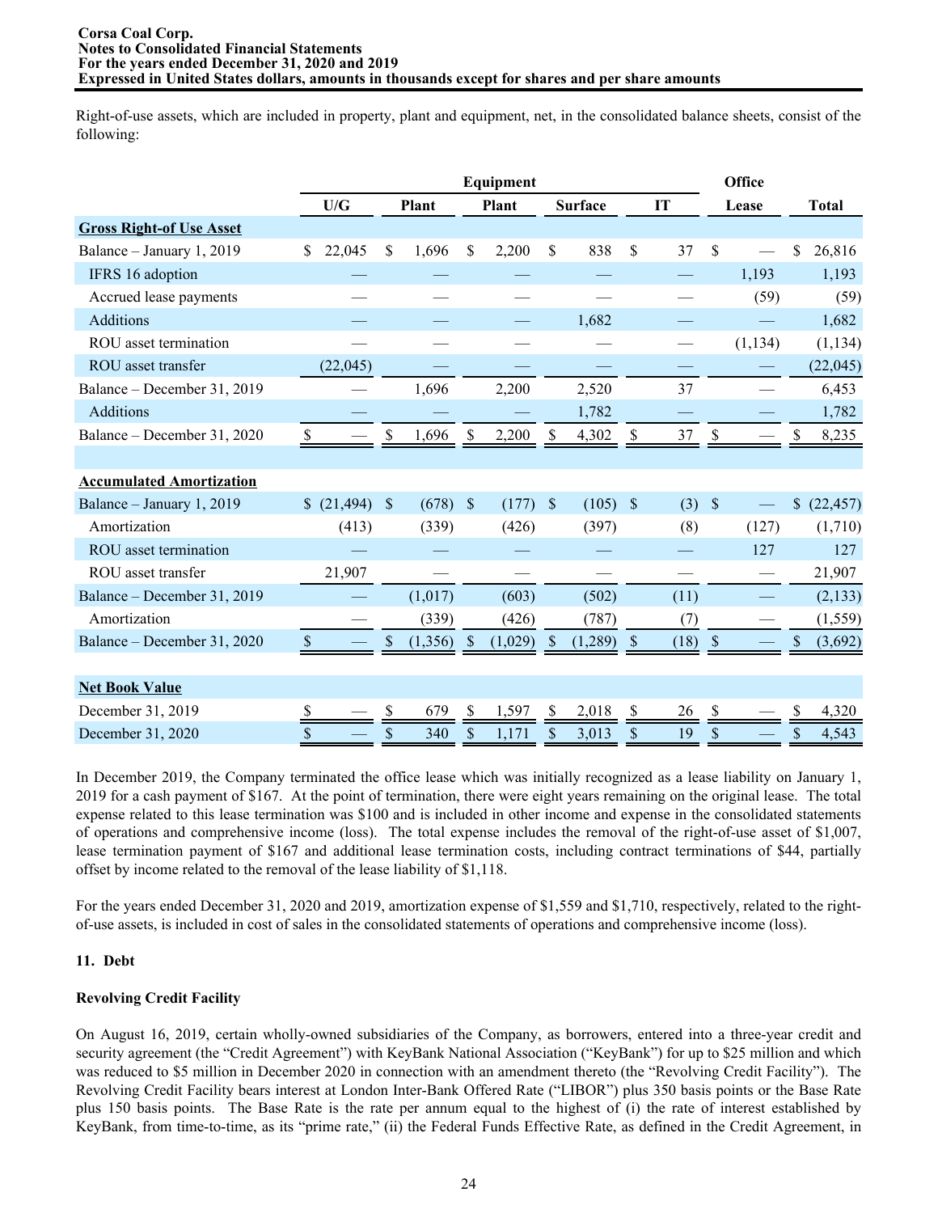Right-of-use assets, which are included in property, plant and equipment, net, in the consolidated balance sheets, consist of the following:

| | U/G | Plant | Equipment Plant | Surface | IT | Office Lease | Total |
|---|---|---|---|---|---|---|---|
| **Gross Right-of Use Asset** | | | | | | | |
| Balance – January 1, 2019 | $ 22,045 | $ 1,696 | $ 2,200 | $ 838 | $ 37 | $ — | $ 26,816 |
| IFRS 16 adoption | — | — | — | — | — | 1,193 | 1,193 |
| Accrued lease payments | — | — | — | — | — | (59) | (59) |
| Additions | — | — | — | 1,682 | — | — | 1,682 |
| ROU asset termination | — | — | — | — | — | (1,134) | (1,134) |
| ROU asset transfer | (22,045) | — | — | — | — | — | (22,045) |
| Balance – December 31, 2019 | — | 1,696 | 2,200 | 2,520 | 37 | — | 6,453 |
| Additions | — | — | — | 1,782 | — | — | 1,782 |
| Balance – December 31, 2020 | $ — | $ 1,696 | $ 2,200 | $ 4,302 | $ 37 | $ — | $ 8,235 |
| | | | | | | | |
| **Accumulated Amortization** | | | | | | | |
| Balance – January 1, 2019 | $ (21,494) | $ (678) | $ (177) | $ (105) | $ (3) | $ — | $ (22,457) |
| Amortization | (413) | (339) | (426) | (397) | (8) | (127) | (1,710) |
| ROU asset termination | — | — | — | — | — | 127 | 127 |
| ROU asset transfer | 21,907 | — | — | — | — | — | 21,907 |
| Balance – December 31, 2019 | — | (1,017) | (603) | (502) | (11) | — | (2,133) |
| Amortization | — | (339) | (426) | (787) | (7) | — | (1,559) |
| Balance – December 31, 2020 | $ — | $ (1,356) | $ (1,029) | $ (1,289) | $ (18) | $ — | $ (3,692) |
| | | | | | | | |
| **Net Book Value** | | | | | | | |
| December 31, 2019 | $ — | $ 679 | $ 1,597 | $ 2,018 | $ 26 | $ — | $ 4,320 |
| December 31, 2020 | $ — | $ 340 | $ 1,171 | $ 3,013 | $ 19 | $ — | $ 4,543 |

In December 2019, the Company terminated the office lease which was initially recognized as a lease liability on January 1, 2019 for a cash payment of $167. At the point of termination, there were eight years remaining on the original lease. The total expense related to this lease termination was $100 and is included in other income and expense in the consolidated statements of operations and comprehensive income (loss). The total expense includes the removal of the right-of-use asset of $1,007, lease termination payment of $167 and additional lease termination costs, including contract terminations of $44, partially offset by income related to the removal of the lease liability of $1,118.

For the years ended December 31, 2020 and 2019, amortization expense of $1,559 and $1,710, respectively, related to the right-of-use assets, is included in cost of sales in the consolidated statements of operations and comprehensive income (loss).

## 11. Debt

### Revolving Credit Facility

On August 16, 2019, certain wholly-owned subsidiaries of the Company, as borrowers, entered into a three-year credit and security agreement (the "Credit Agreement") with KeyBank National Association ("KeyBank") for up to $25 million and which was reduced to $5 million in December 2020 in connection with an amendment thereto (the "Revolving Credit Facility"). The Revolving Credit Facility bears interest at London Inter-Bank Offered Rate ("LIBOR") plus 350 basis points or the Base Rate plus 150 basis points. The Base Rate is the rate per annum equal to the highest of (i) the rate of interest established by KeyBank, from time-to-time, as its "prime rate," (ii) the Federal Funds Effective Rate, as defined in the Credit Agreement, in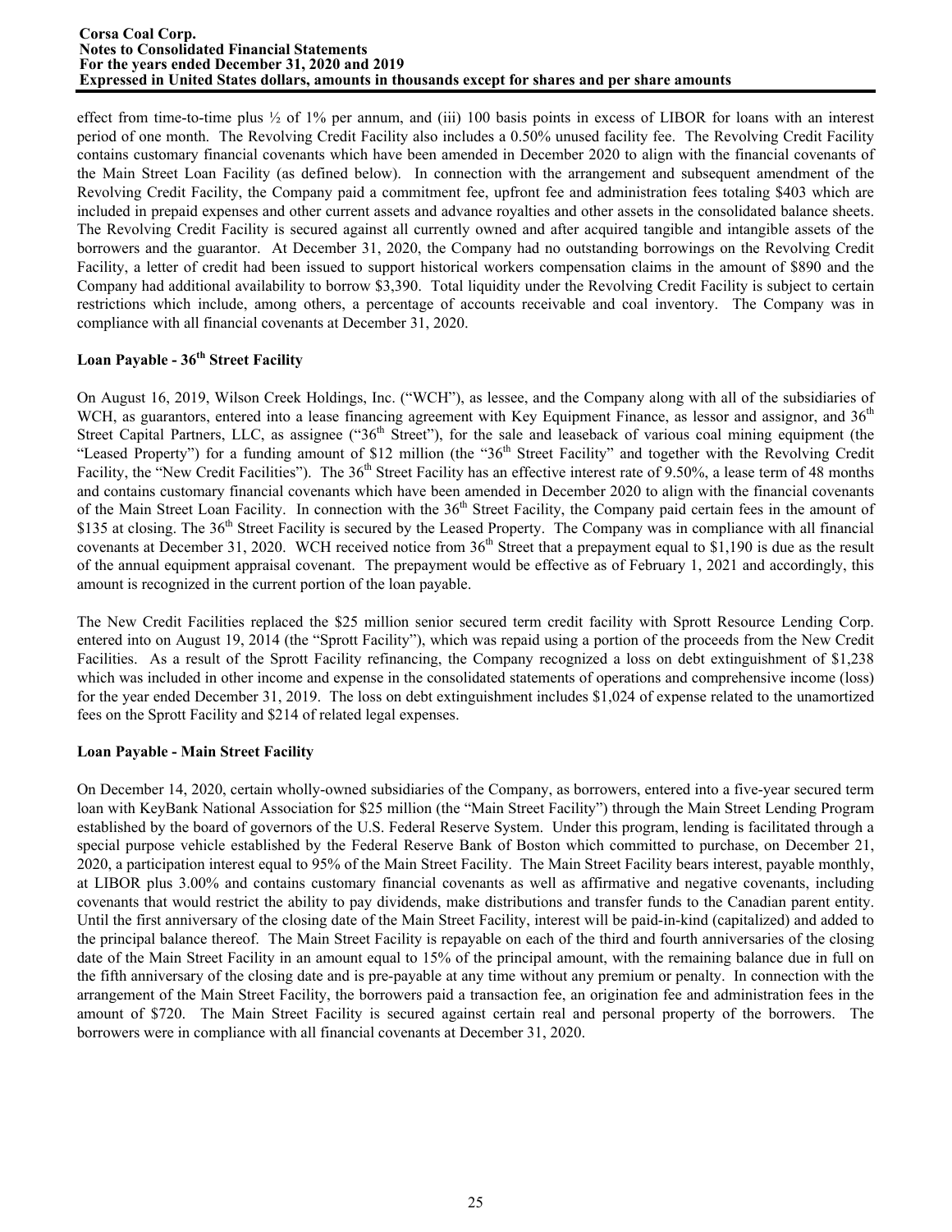effect from time-to-time plus ½ of 1% per annum, and (iii) 100 basis points in excess of LIBOR for loans with an interest period of one month. The Revolving Credit Facility also includes a 0.50% unused facility fee. The Revolving Credit Facility contains customary financial covenants which have been amended in December 2020 to align with the financial covenants of the Main Street Loan Facility (as defined below). In connection with the arrangement and subsequent amendment of the Revolving Credit Facility, the Company paid a commitment fee, upfront fee and administration fees totaling $403 which are included in prepaid expenses and other current assets and advance royalties and other assets in the consolidated balance sheets. The Revolving Credit Facility is secured against all currently owned and after acquired tangible and intangible assets of the borrowers and the guarantor. At December 31, 2020, the Company had no outstanding borrowings on the Revolving Credit Facility, a letter of credit had been issued to support historical workers compensation claims in the amount of $890 and the Company had additional availability to borrow $3,390. Total liquidity under the Revolving Credit Facility is subject to certain restrictions which include, among others, a percentage of accounts receivable and coal inventory. The Company was in compliance with all financial covenants at December 31, 2020.

**Loan Payable - 36th Street Facility**

On August 16, 2019, Wilson Creek Holdings, Inc. ("WCH"), as lessee, and the Company along with all of the subsidiaries of WCH, as guarantors, entered into a lease financing agreement with Key Equipment Finance, as lessor and assignor, and 36th Street Capital Partners, LLC, as assignee ("36th Street"), for the sale and leaseback of various coal mining equipment (the "Leased Property") for a funding amount of $12 million (the "36th Street Facility" and together with the Revolving Credit Facility, the "New Credit Facilities"). The 36th Street Facility has an effective interest rate of 9.50%, a lease term of 48 months and contains customary financial covenants which have been amended in December 2020 to align with the financial covenants of the Main Street Loan Facility. In connection with the 36th Street Facility, the Company paid certain fees in the amount of $135 at closing. The 36th Street Facility is secured by the Leased Property. The Company was in compliance with all financial covenants at December 31, 2020. WCH received notice from 36th Street that a prepayment equal to $1,190 is due as the result of the annual equipment appraisal covenant. The prepayment would be effective as of February 1, 2021 and accordingly, this amount is recognized in the current portion of the loan payable.

The New Credit Facilities replaced the $25 million senior secured term credit facility with Sprott Resource Lending Corp. entered into on August 19, 2014 (the "Sprott Facility"), which was repaid using a portion of the proceeds from the New Credit Facilities. As a result of the Sprott Facility refinancing, the Company recognized a loss on debt extinguishment of $1,238 which was included in other income and expense in the consolidated statements of operations and comprehensive income (loss) for the year ended December 31, 2019. The loss on debt extinguishment includes $1,024 of expense related to the unamortized fees on the Sprott Facility and $214 of related legal expenses.

**Loan Payable - Main Street Facility**

On December 14, 2020, certain wholly-owned subsidiaries of the Company, as borrowers, entered into a five-year secured term loan with KeyBank National Association for $25 million (the "Main Street Facility") through the Main Street Lending Program established by the board of governors of the U.S. Federal Reserve System. Under this program, lending is facilitated through a special purpose vehicle established by the Federal Reserve Bank of Boston which committed to purchase, on December 21, 2020, a participation interest equal to 95% of the Main Street Facility. The Main Street Facility bears interest, payable monthly, at LIBOR plus 3.00% and contains customary financial covenants as well as affirmative and negative covenants, including covenants that would restrict the ability to pay dividends, make distributions and transfer funds to the Canadian parent entity. Until the first anniversary of the closing date of the Main Street Facility, interest will be paid-in-kind (capitalized) and added to the principal balance thereof. The Main Street Facility is repayable on each of the third and fourth anniversaries of the closing date of the Main Street Facility in an amount equal to 15% of the principal amount, with the remaining balance due in full on the fifth anniversary of the closing date and is pre-payable at any time without any premium or penalty. In connection with the arrangement of the Main Street Facility, the borrowers paid a transaction fee, an origination fee and administration fees in the amount of $720. The Main Street Facility is secured against certain real and personal property of the borrowers. The borrowers were in compliance with all financial covenants at December 31, 2020.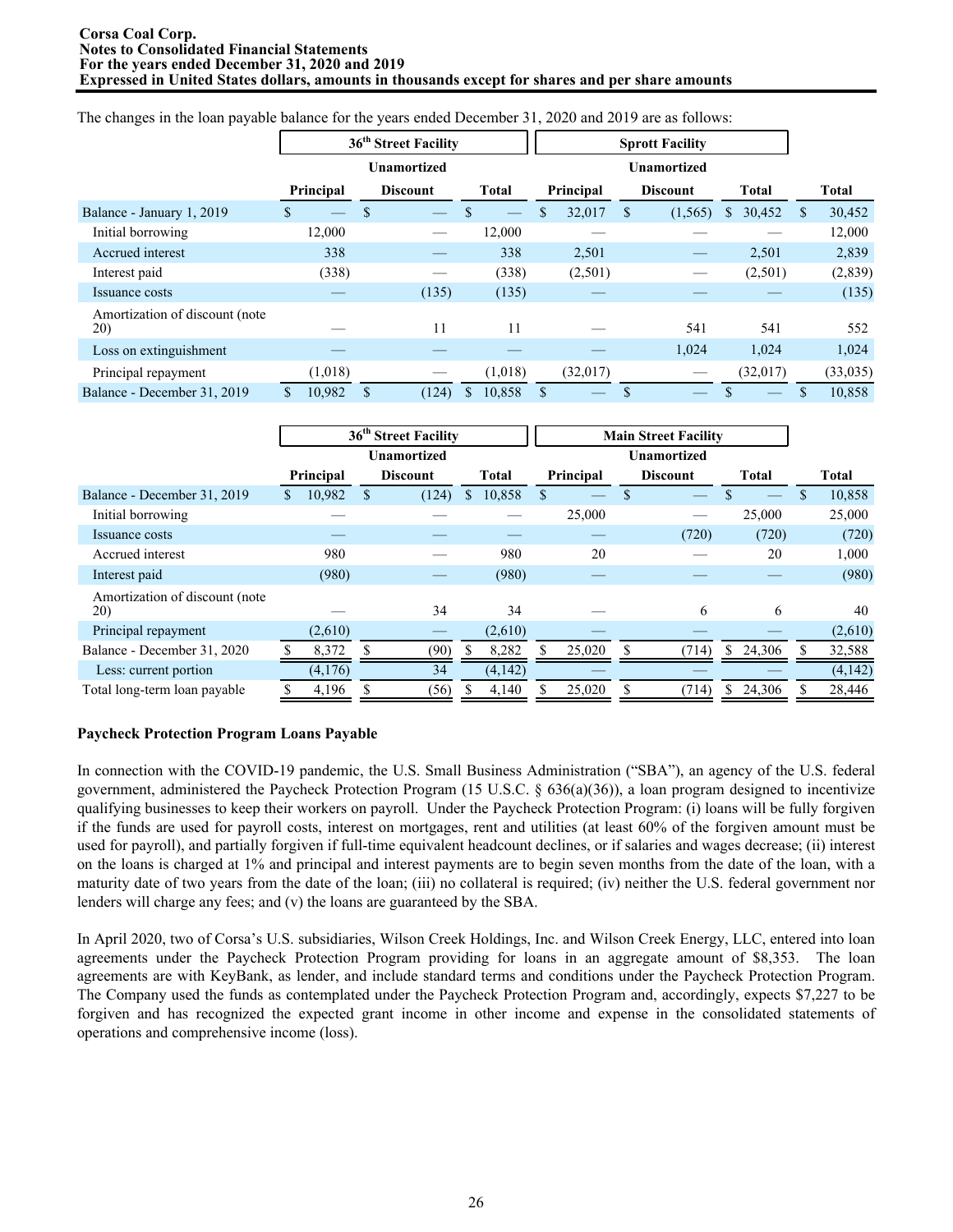The changes in the loan payable balance for the years ended December 31, 2020 and 2019 are as follows:

| | 36th Street Facility | | | Sprott Facility | | | |
|---|---|---|---|---|---|---|---|
| | Principal | Unamortized Discount | Total | Principal | Unamortized Discount | Total | Total |
| Balance - January 1, 2019 | $ — | $ — | $ — | $ 32,017 | $ (1,565) | $ 30,452 | $ 30,452 |
| Initial borrowing | 12,000 | — | 12,000 | — | — | — | 12,000 |
| Accrued interest | 338 | — | 338 | 2,501 | — | 2,501 | 2,839 |
| Interest paid | (338) | — | (338) | (2,501) | — | (2,501) | (2,839) |
| Issuance costs | — | (135) | (135) | — | — | — | (135) |
| Amortization of discount (note 20) | — | 11 | 11 | — | 541 | 541 | 552 |
| Loss on extinguishment | — | — | — | — | 1,024 | 1,024 | 1,024 |
| Principal repayment | (1,018) | — | (1,018) | (32,017) | — | (32,017) | (33,035) |
| Balance - December 31, 2019 | $ 10,982 | $ (124) | $ 10,858 | $ — | $ — | $ — | $ 10,858 |

| | 36th Street Facility | | | Main Street Facility | | | |
|---|---|---|---|---|---|---|---|
| | Principal | Unamortized Discount | Total | Principal | Unamortized Discount | Total | Total |
| Balance - December 31, 2019 | $ 10,982 | $ (124) | $ 10,858 | $ — | $ — | $ — | $ 10,858 |
| Initial borrowing | — | — | — | 25,000 | — | 25,000 | 25,000 |
| Issuance costs | — | — | — | — | (720) | (720) | (720) |
| Accrued interest | 980 | — | 980 | 20 | — | 20 | 1,000 |
| Interest paid | (980) | — | (980) | — | — | — | (980) |
| Amortization of discount (note 20) | — | 34 | 34 | — | 6 | 6 | 40 |
| Principal repayment | (2,610) | — | (2,610) | — | — | — | (2,610) |
| Balance - December 31, 2020 | $ 8,372 | $ (90) | $ 8,282 | $ 25,020 | $ (714) | $ 24,306 | $ 32,588 |
| Less: current portion | (4,176) | 34 | (4,142) | — | — | — | (4,142) |
| Total long-term loan payable | $ 4,196 | $ (56) | $ 4,140 | $ 25,020 | $ (714) | $ 24,306 | $ 28,446 |

**Paycheck Protection Program Loans Payable**

In connection with the COVID-19 pandemic, the U.S. Small Business Administration ("SBA"), an agency of the U.S. federal government, administered the Paycheck Protection Program (15 U.S.C. § 636(a)(36)), a loan program designed to incentivize qualifying businesses to keep their workers on payroll. Under the Paycheck Protection Program: (i) loans will be fully forgiven if the funds are used for payroll costs, interest on mortgages, rent and utilities (at least 60% of the forgiven amount must be used for payroll), and partially forgiven if full-time equivalent headcount declines, or if salaries and wages decrease; (ii) interest on the loans is charged at 1% and principal and interest payments are to begin seven months from the date of the loan, with a maturity date of two years from the date of the loan; (iii) no collateral is required; (iv) neither the U.S. federal government nor lenders will charge any fees; and (v) the loans are guaranteed by the SBA.

In April 2020, two of Corsa's U.S. subsidiaries, Wilson Creek Holdings, Inc. and Wilson Creek Energy, LLC, entered into loan agreements under the Paycheck Protection Program providing for loans in an aggregate amount of $8,353. The loan agreements are with KeyBank, as lender, and include standard terms and conditions under the Paycheck Protection Program. The Company used the funds as contemplated under the Paycheck Protection Program and, accordingly, expects $7,227 to be forgiven and has recognized the expected grant income in other income and expense in the consolidated statements of operations and comprehensive income (loss).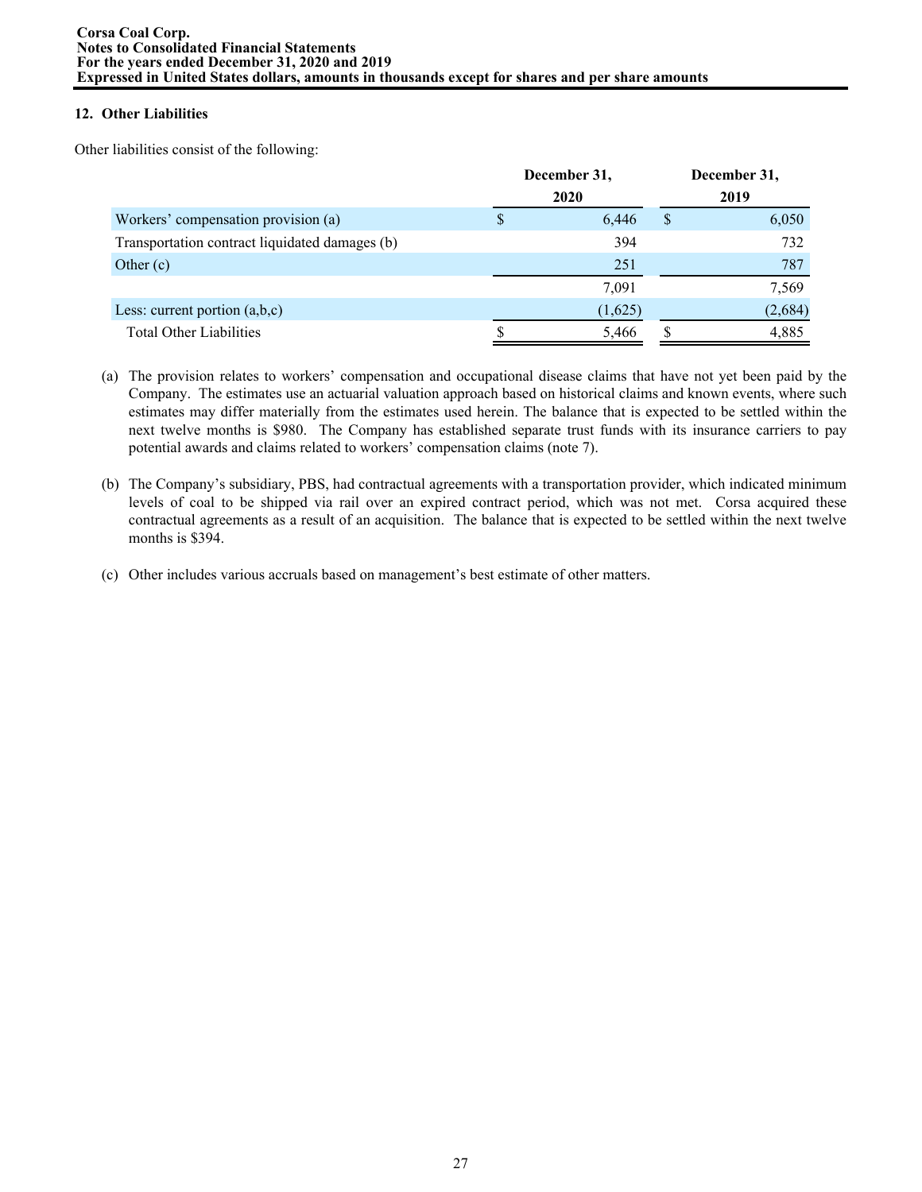## 12. Other Liabilities

Other liabilities consist of the following:

| | December 31, 2020 | December 31, 2019 |
|---|---|---|
| Workers' compensation provision (a) | $ 6,446 | $ 6,050 |
| Transportation contract liquidated damages (b) | 394 | 732 |
| Other (c) | 251 | 787 |
| | 7,091 | 7,569 |
| Less: current portion (a,b,c) | (1,625) | (2,684) |
| Total Other Liabilities | $ 5,466 | $ 4,885 |

(a) The provision relates to workers' compensation and occupational disease claims that have not yet been paid by the Company. The estimates use an actuarial valuation approach based on historical claims and known events, where such estimates may differ materially from the estimates used herein. The balance that is expected to be settled within the next twelve months is $980. The Company has established separate trust funds with its insurance carriers to pay potential awards and claims related to workers' compensation claims (note 7).

(b) The Company's subsidiary, PBS, had contractual agreements with a transportation provider, which indicated minimum levels of coal to be shipped via rail over an expired contract period, which was not met. Corsa acquired these contractual agreements as a result of an acquisition. The balance that is expected to be settled within the next twelve months is $394.

(c) Other includes various accruals based on management's best estimate of other matters.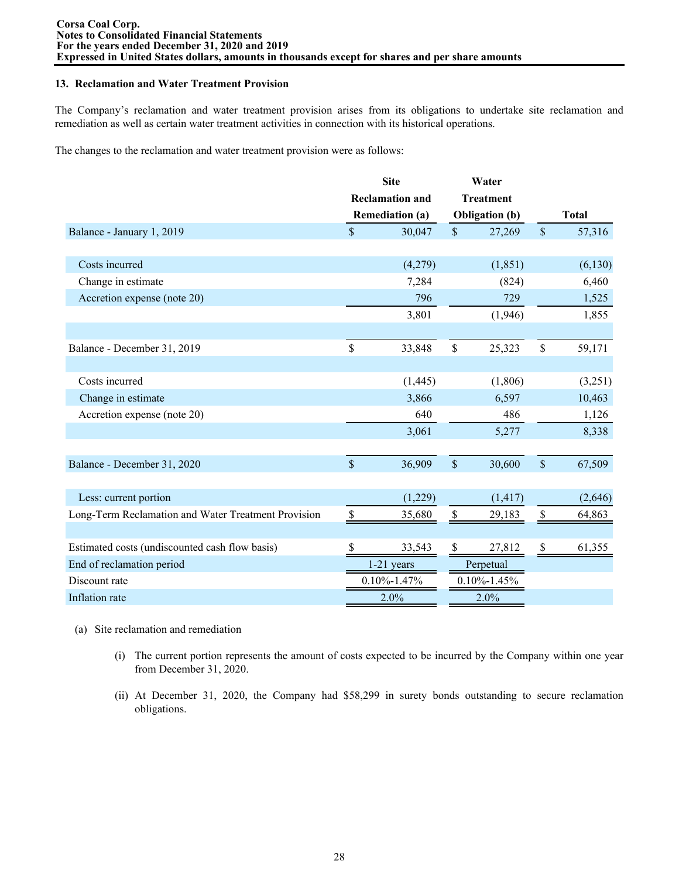**Corsa Coal Corp.**
**Notes to Consolidated Financial Statements**
**For the years ended December 31, 2020 and 2019**
**Expressed in United States dollars, amounts in thousands except for shares and per share amounts**

### 13. Reclamation and Water Treatment Provision

The Company's reclamation and water treatment provision arises from its obligations to undertake site reclamation and remediation as well as certain water treatment activities in connection with its historical operations.

The changes to the reclamation and water treatment provision were as follows:

| | Site Reclamation and Remediation (a) | Water Treatment Obligation (b) | Total |
|---|---|---|---|
| Balance - January 1, 2019 | $ 30,047 | $ 27,269 | $ 57,316 |
| | | | |
| Costs incurred | (4,279) | (1,851) | (6,130) |
| Change in estimate | 7,284 | (824) | 6,460 |
| Accretion expense (note 20) | 796 | 729 | 1,525 |
| | 3,801 | (1,946) | 1,855 |
| | | | |
| Balance - December 31, 2019 | $ 33,848 | $ 25,323 | $ 59,171 |
| | | | |
| Costs incurred | (1,445) | (1,806) | (3,251) |
| Change in estimate | 3,866 | 6,597 | 10,463 |
| Accretion expense (note 20) | 640 | 486 | 1,126 |
| | 3,061 | 5,277 | 8,338 |
| | | | |
| Balance - December 31, 2020 | $ 36,909 | $ 30,600 | $ 67,509 |
| | | | |
| Less: current portion | (1,229) | (1,417) | (2,646) |
| Long-Term Reclamation and Water Treatment Provision | $ 35,680 | $ 29,183 | $ 64,863 |
| | | | |
| Estimated costs (undiscounted cash flow basis) | $ 33,543 | $ 27,812 | $ 61,355 |
| End of reclamation period | 1-21 years | Perpetual | |
| Discount rate | 0.10%-1.47% | 0.10%-1.45% | |
| Inflation rate | 2.0% | 2.0% | |

(a) Site reclamation and remediation

(i) The current portion represents the amount of costs expected to be incurred by the Company within one year from December 31, 2020.

(ii) At December 31, 2020, the Company had $58,299 in surety bonds outstanding to secure reclamation obligations.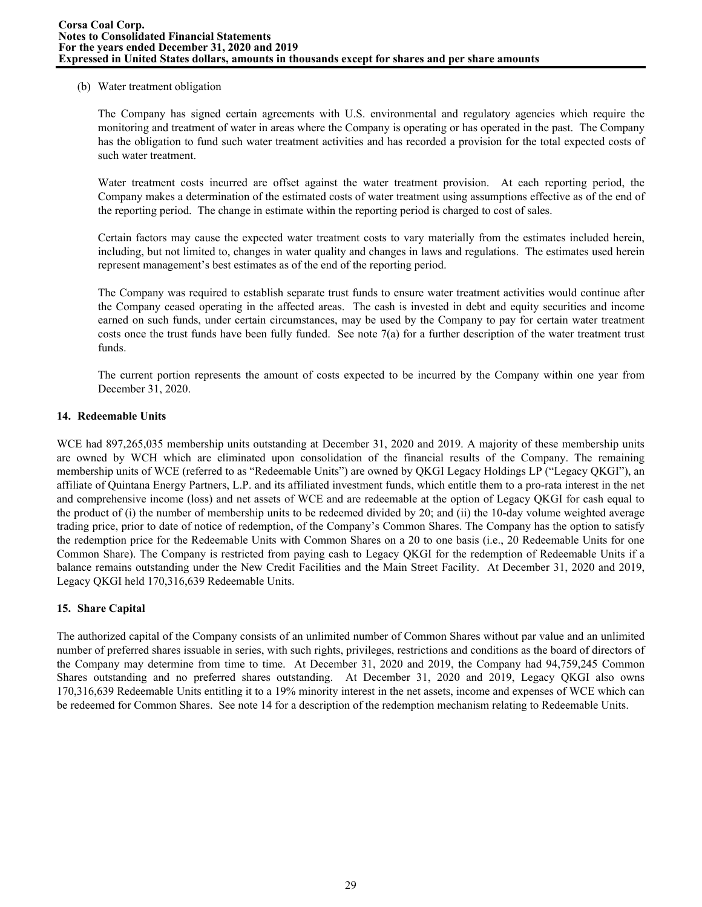(b) Water treatment obligation

The Company has signed certain agreements with U.S. environmental and regulatory agencies which require the monitoring and treatment of water in areas where the Company is operating or has operated in the past. The Company has the obligation to fund such water treatment activities and has recorded a provision for the total expected costs of such water treatment.

Water treatment costs incurred are offset against the water treatment provision. At each reporting period, the Company makes a determination of the estimated costs of water treatment using assumptions effective as of the end of the reporting period. The change in estimate within the reporting period is charged to cost of sales.

Certain factors may cause the expected water treatment costs to vary materially from the estimates included herein, including, but not limited to, changes in water quality and changes in laws and regulations. The estimates used herein represent management's best estimates as of the end of the reporting period.

The Company was required to establish separate trust funds to ensure water treatment activities would continue after the Company ceased operating in the affected areas. The cash is invested in debt and equity securities and income earned on such funds, under certain circumstances, may be used by the Company to pay for certain water treatment costs once the trust funds have been fully funded. See note 7(a) for a further description of the water treatment trust funds.

The current portion represents the amount of costs expected to be incurred by the Company within one year from December 31, 2020.

## 14. Redeemable Units

WCE had 897,265,035 membership units outstanding at December 31, 2020 and 2019. A majority of these membership units are owned by WCH which are eliminated upon consolidation of the financial results of the Company. The remaining membership units of WCE (referred to as "Redeemable Units") are owned by QKGI Legacy Holdings LP ("Legacy QKGI"), an affiliate of Quintana Energy Partners, L.P. and its affiliated investment funds, which entitle them to a pro-rata interest in the net and comprehensive income (loss) and net assets of WCE and are redeemable at the option of Legacy QKGI for cash equal to the product of (i) the number of membership units to be redeemed divided by 20; and (ii) the 10-day volume weighted average trading price, prior to date of notice of redemption, of the Company's Common Shares. The Company has the option to satisfy the redemption price for the Redeemable Units with Common Shares on a 20 to one basis (i.e., 20 Redeemable Units for one Common Share). The Company is restricted from paying cash to Legacy QKGI for the redemption of Redeemable Units if a balance remains outstanding under the New Credit Facilities and the Main Street Facility. At December 31, 2020 and 2019, Legacy QKGI held 170,316,639 Redeemable Units.

## 15. Share Capital

The authorized capital of the Company consists of an unlimited number of Common Shares without par value and an unlimited number of preferred shares issuable in series, with such rights, privileges, restrictions and conditions as the board of directors of the Company may determine from time to time. At December 31, 2020 and 2019, the Company had 94,759,245 Common Shares outstanding and no preferred shares outstanding. At December 31, 2020 and 2019, Legacy QKGI also owns 170,316,639 Redeemable Units entitling it to a 19% minority interest in the net assets, income and expenses of WCE which can be redeemed for Common Shares. See note 14 for a description of the redemption mechanism relating to Redeemable Units.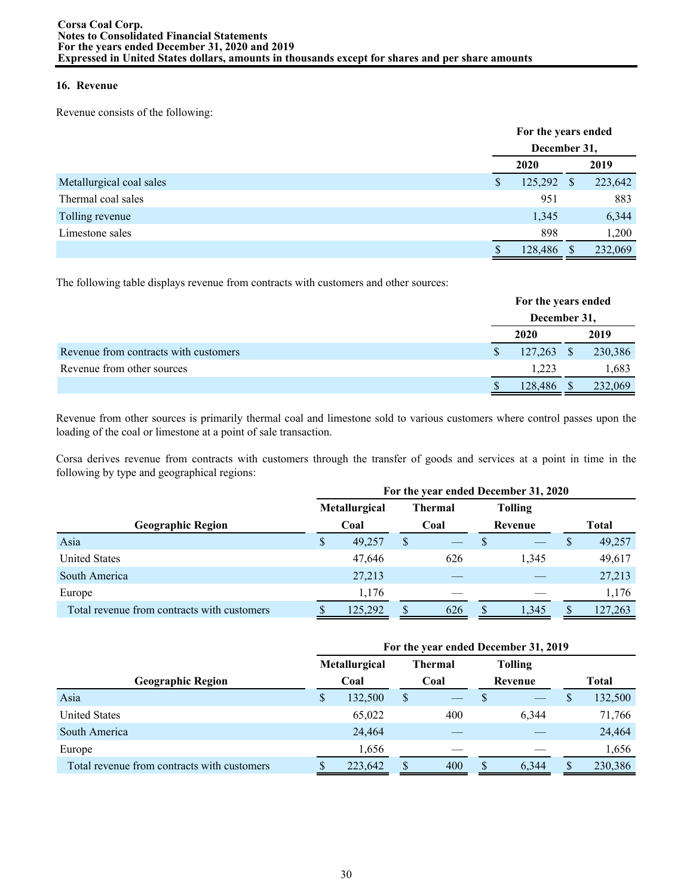## 16. Revenue

Revenue consists of the following:

| | For the years ended December 31, | |
|---|---|---|
| | 2020 | 2019 |
| Metallurgical coal sales | $ 125,292 | $ 223,642 |
| Thermal coal sales | 951 | 883 |
| Tolling revenue | 1,345 | 6,344 |
| Limestone sales | 898 | 1,200 |
| | $ 128,486 | $ 232,069 |

The following table displays revenue from contracts with customers and other sources:

| | For the years ended December 31, | |
|---|---|---|
| | 2020 | 2019 |
| Revenue from contracts with customers | $ 127,263 | $ 230,386 |
| Revenue from other sources | 1,223 | 1,683 |
| | $ 128,486 | $ 232,069 |

Revenue from other sources is primarily thermal coal and limestone sold to various customers where control passes upon the loading of the coal or limestone at a point of sale transaction.

Corsa derives revenue from contracts with customers through the transfer of goods and services at a point in time in the following by type and geographical regions:

| | For the year ended December 31, 2020 | | | |
|---|---|---|---|---|
| Geographic Region | Metallurgical Coal | Thermal Coal | Tolling Revenue | Total |
| Asia | $ 49,257 | $ — | $ — | $ 49,257 |
| United States | 47,646 | 626 | 1,345 | 49,617 |
| South America | 27,213 | — | — | 27,213 |
| Europe | 1,176 | — | — | 1,176 |
| Total revenue from contracts with customers | $ 125,292 | $ 626 | $ 1,345 | $ 127,263 |

| | For the year ended December 31, 2019 | | | |
|---|---|---|---|---|
| Geographic Region | Metallurgical Coal | Thermal Coal | Tolling Revenue | Total |
| Asia | $ 132,500 | $ — | $ — | $ 132,500 |
| United States | 65,022 | 400 | 6,344 | 71,766 |
| South America | 24,464 | — | — | 24,464 |
| Europe | 1,656 | — | — | 1,656 |
| Total revenue from contracts with customers | $ 223,642 | $ 400 | $ 6,344 | $ 230,386 |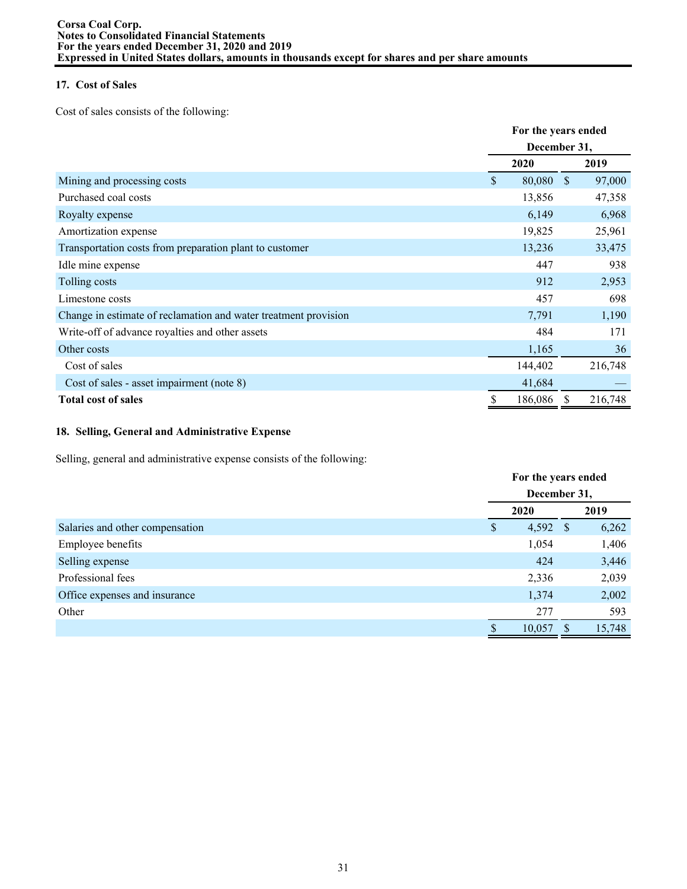## 17. Cost of Sales

Cost of sales consists of the following:

| | For the years ended December 31, | |
|---|---|---|
| | 2020 | 2019 |
| Mining and processing costs | $ 80,080 | $ 97,000 |
| Purchased coal costs | 13,856 | 47,358 |
| Royalty expense | 6,149 | 6,968 |
| Amortization expense | 19,825 | 25,961 |
| Transportation costs from preparation plant to customer | 13,236 | 33,475 |
| Idle mine expense | 447 | 938 |
| Tolling costs | 912 | 2,953 |
| Limestone costs | 457 | 698 |
| Change in estimate of reclamation and water treatment provision | 7,791 | 1,190 |
| Write-off of advance royalties and other assets | 484 | 171 |
| Other costs | 1,165 | 36 |
| Cost of sales | 144,402 | 216,748 |
| Cost of sales - asset impairment (note 8) | 41,684 | — |
| **Total cost of sales** | $ 186,086 | $ 216,748 |

## 18. Selling, General and Administrative Expense

Selling, general and administrative expense consists of the following:

| | For the years ended December 31, | |
|---|---|---|
| | 2020 | 2019 |
| Salaries and other compensation | $ 4,592 | $ 6,262 |
| Employee benefits | 1,054 | 1,406 |
| Selling expense | 424 | 3,446 |
| Professional fees | 2,336 | 2,039 |
| Office expenses and insurance | 1,374 | 2,002 |
| Other | 277 | 593 |
| | $ 10,057 | $ 15,748 |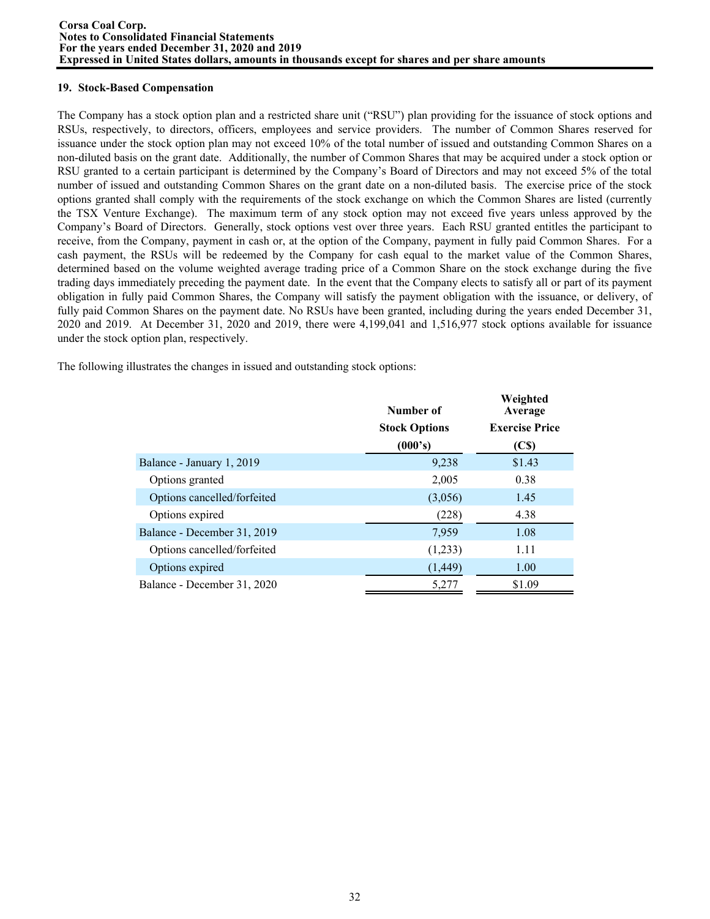## 19. Stock-Based Compensation

The Company has a stock option plan and a restricted share unit ("RSU") plan providing for the issuance of stock options and RSUs, respectively, to directors, officers, employees and service providers. The number of Common Shares reserved for issuance under the stock option plan may not exceed 10% of the total number of issued and outstanding Common Shares on a non-diluted basis on the grant date. Additionally, the number of Common Shares that may be acquired under a stock option or RSU granted to a certain participant is determined by the Company's Board of Directors and may not exceed 5% of the total number of issued and outstanding Common Shares on the grant date on a non-diluted basis. The exercise price of the stock options granted shall comply with the requirements of the stock exchange on which the Common Shares are listed (currently the TSX Venture Exchange). The maximum term of any stock option may not exceed five years unless approved by the Company's Board of Directors. Generally, stock options vest over three years. Each RSU granted entitles the participant to receive, from the Company, payment in cash or, at the option of the Company, payment in fully paid Common Shares. For a cash payment, the RSUs will be redeemed by the Company for cash equal to the market value of the Common Shares, determined based on the volume weighted average trading price of a Common Share on the stock exchange during the five trading days immediately preceding the payment date. In the event that the Company elects to satisfy all or part of its payment obligation in fully paid Common Shares, the Company will satisfy the payment obligation with the issuance, or delivery, of fully paid Common Shares on the payment date. No RSUs have been granted, including during the years ended December 31, 2020 and 2019. At December 31, 2020 and 2019, there were 4,199,041 and 1,516,977 stock options available for issuance under the stock option plan, respectively.

The following illustrates the changes in issued and outstanding stock options:

| | Number of Stock Options (000's) | Weighted Average Exercise Price (C$) |
|---|---|---|
| Balance - January 1, 2019 | 9,238 | $1.43 |
| Options granted | 2,005 | 0.38 |
| Options cancelled/forfeited | (3,056) | 1.45 |
| Options expired | (228) | 4.38 |
| Balance - December 31, 2019 | 7,959 | 1.08 |
| Options cancelled/forfeited | (1,233) | 1.11 |
| Options expired | (1,449) | 1.00 |
| Balance - December 31, 2020 | 5,277 | $1.09 |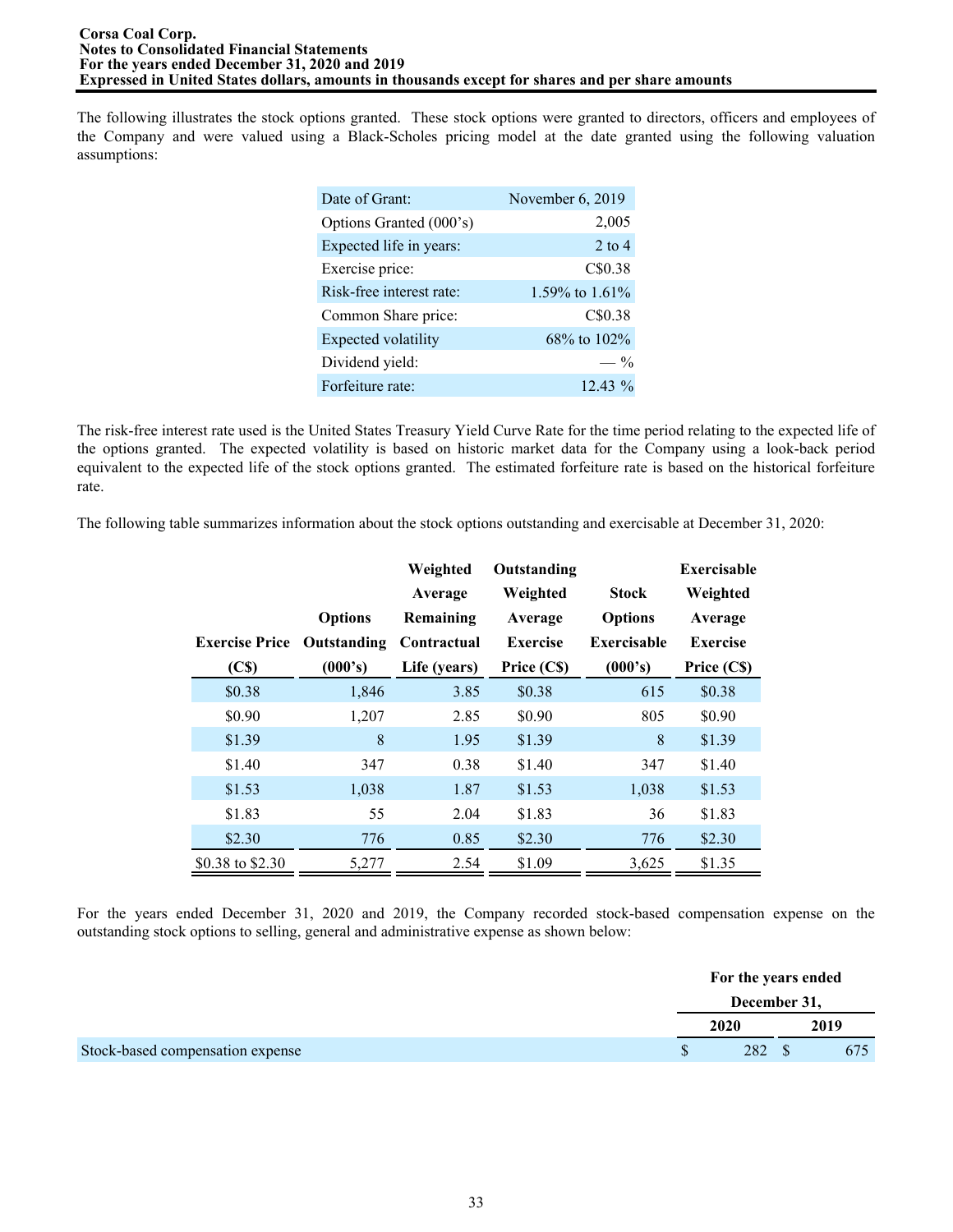The following illustrates the stock options granted. These stock options were granted to directors, officers and employees of the Company and were valued using a Black-Scholes pricing model at the date granted using the following valuation assumptions:

| | |
|---|---|
| Date of Grant: | November 6, 2019 |
| Options Granted (000's) | 2,005 |
| Expected life in years: | 2 to 4 |
| Exercise price: | C$0.38 |
| Risk-free interest rate: | 1.59% to 1.61% |
| Common Share price: | C$0.38 |
| Expected volatility | 68% to 102% |
| Dividend yield: | — % |
| Forfeiture rate: | 12.43 % |

The risk-free interest rate used is the United States Treasury Yield Curve Rate for the time period relating to the expected life of the options granted. The expected volatility is based on historic market data for the Company using a look-back period equivalent to the expected life of the stock options granted. The estimated forfeiture rate is based on the historical forfeiture rate.

The following table summarizes information about the stock options outstanding and exercisable at December 31, 2020:

| Exercise Price (C$) | Options Outstanding (000's) | Weighted Average Remaining Contractual Life (years) | Outstanding Weighted Average Exercise Price (C$) | Stock Options Exercisable (000's) | Exercisable Weighted Average Exercise Price (C$) |
|---|---|---|---|---|---|
| $0.38 | 1,846 | 3.85 | $0.38 | 615 | $0.38 |
| $0.90 | 1,207 | 2.85 | $0.90 | 805 | $0.90 |
| $1.39 | 8 | 1.95 | $1.39 | 8 | $1.39 |
| $1.40 | 347 | 0.38 | $1.40 | 347 | $1.40 |
| $1.53 | 1,038 | 1.87 | $1.53 | 1,038 | $1.53 |
| $1.83 | 55 | 2.04 | $1.83 | 36 | $1.83 |
| $2.30 | 776 | 0.85 | $2.30 | 776 | $2.30 |
| $0.38 to $2.30 | 5,277 | 2.54 | $1.09 | 3,625 | $1.35 |

For the years ended December 31, 2020 and 2019, the Company recorded stock-based compensation expense on the outstanding stock options to selling, general and administrative expense as shown below:

| | For the years ended December 31, | |
|---|---|---|
| | 2020 | 2019 |
| Stock-based compensation expense | $ 282 | $ 675 |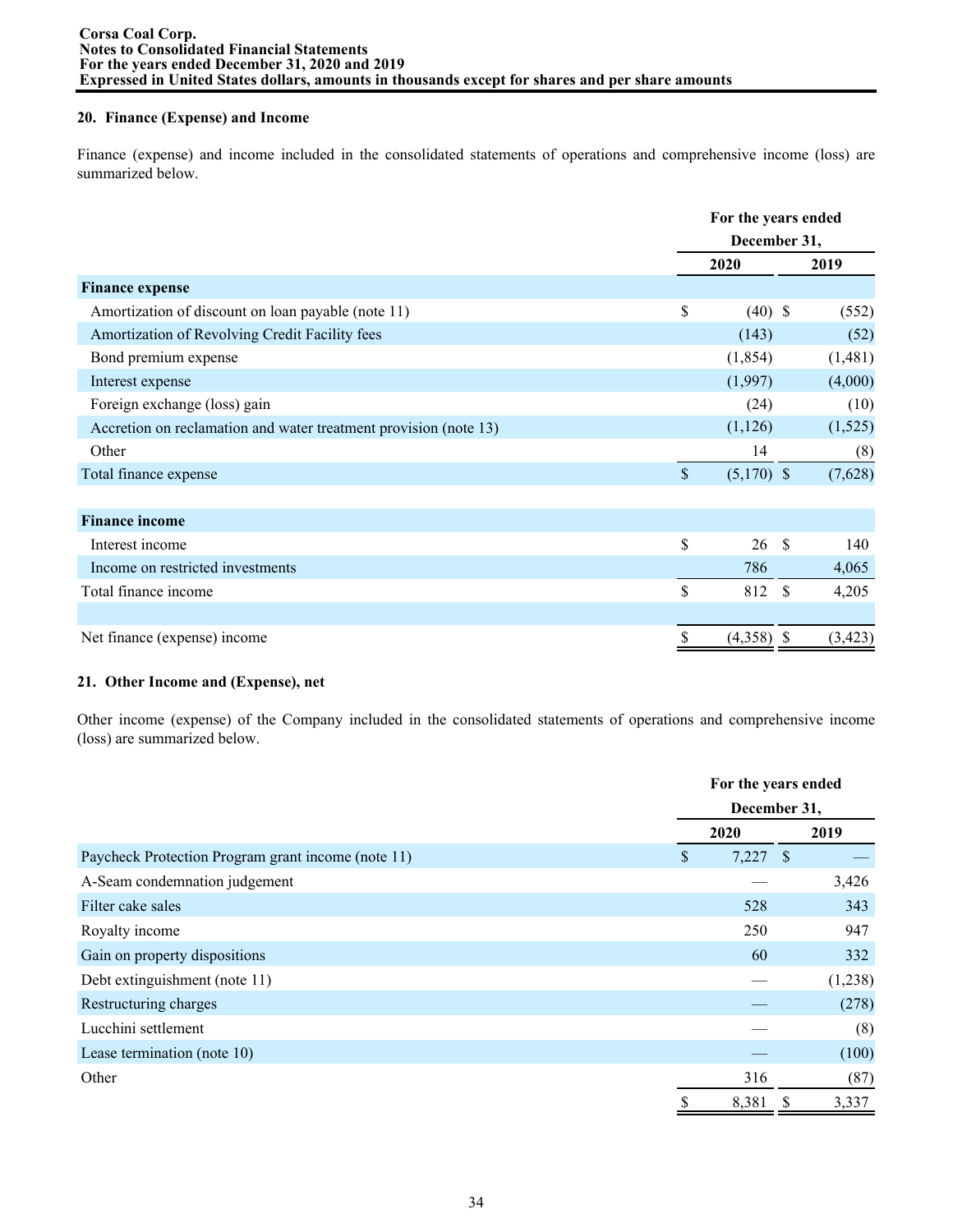## 20. Finance (Expense) and Income

Finance (expense) and income included in the consolidated statements of operations and comprehensive income (loss) are summarized below.

| | For the years ended December 31, | |
|---|---|---|
| | 2020 | 2019 |
| **Finance expense** | | |
| Amortization of discount on loan payable (note 11) | $ (40) | $ (552) |
| Amortization of Revolving Credit Facility fees | (143) | (52) |
| Bond premium expense | (1,854) | (1,481) |
| Interest expense | (1,997) | (4,000) |
| Foreign exchange (loss) gain | (24) | (10) |
| Accretion on reclamation and water treatment provision (note 13) | (1,126) | (1,525) |
| Other | 14 | (8) |
| Total finance expense | $ (5,170) | $ (7,628) |
| | | |
| **Finance income** | | |
| Interest income | $ 26 | $ 140 |
| Income on restricted investments | 786 | 4,065 |
| Total finance income | $ 812 | $ 4,205 |
| | | |
| Net finance (expense) income | $ (4,358) | $ (3,423) |

## 21. Other Income and (Expense), net

Other income (expense) of the Company included in the consolidated statements of operations and comprehensive income (loss) are summarized below.

| | For the years ended December 31, | |
|---|---|---|
| | 2020 | 2019 |
| Paycheck Protection Program grant income (note 11) | $ 7,227 | $ — |
| A-Seam condemnation judgement | — | 3,426 |
| Filter cake sales | 528 | 343 |
| Royalty income | 250 | 947 |
| Gain on property dispositions | 60 | 332 |
| Debt extinguishment (note 11) | — | (1,238) |
| Restructuring charges | — | (278) |
| Lucchini settlement | — | (8) |
| Lease termination (note 10) | — | (100) |
| Other | 316 | (87) |
| | $ 8,381 | $ 3,337 |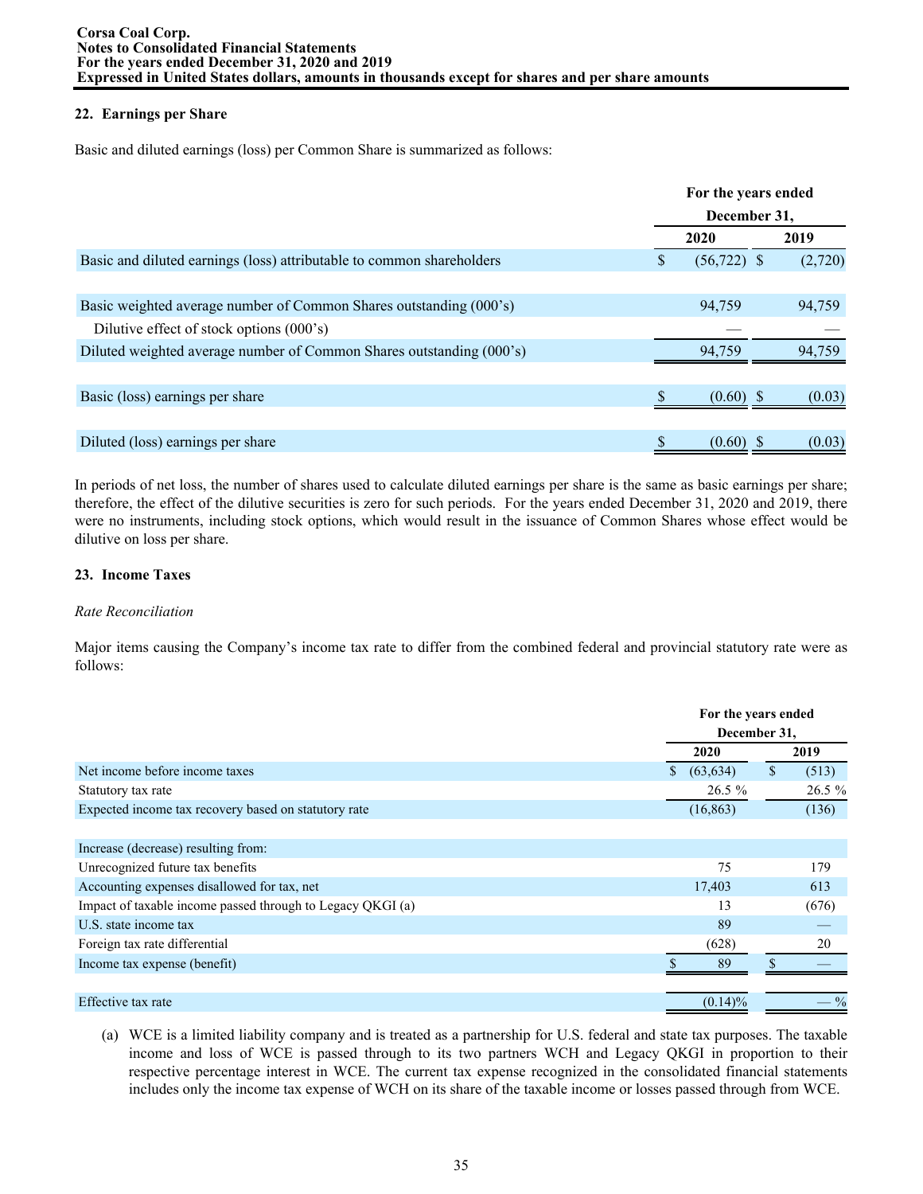## 22. Earnings per Share

Basic and diluted earnings (loss) per Common Share is summarized as follows:

| | For the years ended December 31, | |
|---|---|---|
| | 2020 | 2019 |
| Basic and diluted earnings (loss) attributable to common shareholders | $ (56,722) | $ (2,720) |
| | | |
| Basic weighted average number of Common Shares outstanding (000's) | 94,759 | 94,759 |
| Dilutive effect of stock options (000's) | — | — |
| Diluted weighted average number of Common Shares outstanding (000's) | 94,759 | 94,759 |
| | | |
| Basic (loss) earnings per share | $ (0.60) | $ (0.03) |
| | | |
| Diluted (loss) earnings per share | $ (0.60) | $ (0.03) |

In periods of net loss, the number of shares used to calculate diluted earnings per share is the same as basic earnings per share; therefore, the effect of the dilutive securities is zero for such periods. For the years ended December 31, 2020 and 2019, there were no instruments, including stock options, which would result in the issuance of Common Shares whose effect would be dilutive on loss per share.

## 23. Income Taxes

*Rate Reconciliation*

Major items causing the Company's income tax rate to differ from the combined federal and provincial statutory rate were as follows:

| | For the years ended December 31, | |
|---|---|---|
| | 2020 | 2019 |
| Net income before income taxes | $ (63,634) | $ (513) |
| Statutory tax rate | 26.5 % | 26.5 % |
| Expected income tax recovery based on statutory rate | (16,863) | (136) |
| | | |
| Increase (decrease) resulting from: | | |
| Unrecognized future tax benefits | 75 | 179 |
| Accounting expenses disallowed for tax, net | 17,403 | 613 |
| Impact of taxable income passed through to Legacy QKGI (a) | 13 | (676) |
| U.S. state income tax | 89 | — |
| Foreign tax rate differential | (628) | 20 |
| Income tax expense (benefit) | $ 89 | $ — |
| | | |
| Effective tax rate | (0.14)% | — % |

(a) WCE is a limited liability company and is treated as a partnership for U.S. federal and state tax purposes. The taxable income and loss of WCE is passed through to its two partners WCH and Legacy QKGI in proportion to their respective percentage interest in WCE. The current tax expense recognized in the consolidated financial statements includes only the income tax expense of WCH on its share of the taxable income or losses passed through from WCE.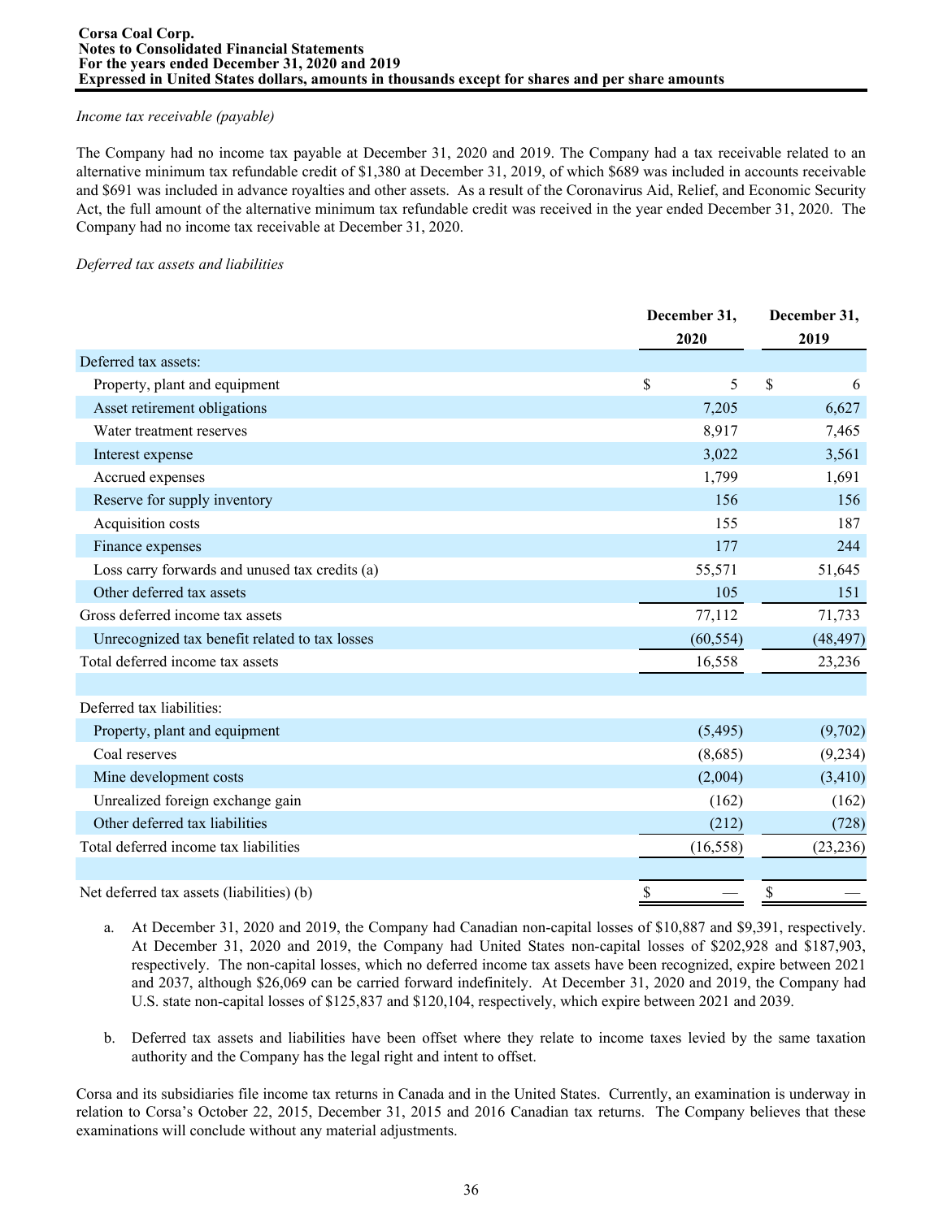*Income tax receivable (payable)*

The Company had no income tax payable at December 31, 2020 and 2019. The Company had a tax receivable related to an alternative minimum tax refundable credit of $1,380 at December 31, 2019, of which $689 was included in accounts receivable and $691 was included in advance royalties and other assets. As a result of the Coronavirus Aid, Relief, and Economic Security Act, the full amount of the alternative minimum tax refundable credit was received in the year ended December 31, 2020. The Company had no income tax receivable at December 31, 2020.

*Deferred tax assets and liabilities*

| | December 31, 2020 | December 31, 2019 |
|---|---|---|
| Deferred tax assets: | | |
| Property, plant and equipment | $ 5 | $ 6 |
| Asset retirement obligations | 7,205 | 6,627 |
| Water treatment reserves | 8,917 | 7,465 |
| Interest expense | 3,022 | 3,561 |
| Accrued expenses | 1,799 | 1,691 |
| Reserve for supply inventory | 156 | 156 |
| Acquisition costs | 155 | 187 |
| Finance expenses | 177 | 244 |
| Loss carry forwards and unused tax credits (a) | 55,571 | 51,645 |
| Other deferred tax assets | 105 | 151 |
| Gross deferred income tax assets | 77,112 | 71,733 |
| Unrecognized tax benefit related to tax losses | (60,554) | (48,497) |
| Total deferred income tax assets | 16,558 | 23,236 |
| | | |
| Deferred tax liabilities: | | |
| Property, plant and equipment | (5,495) | (9,702) |
| Coal reserves | (8,685) | (9,234) |
| Mine development costs | (2,004) | (3,410) |
| Unrealized foreign exchange gain | (162) | (162) |
| Other deferred tax liabilities | (212) | (728) |
| Total deferred income tax liabilities | (16,558) | (23,236) |
| | | |
| Net deferred tax assets (liabilities) (b) | $ — | $ — |

a. At December 31, 2020 and 2019, the Company had Canadian non-capital losses of $10,887 and $9,391, respectively. At December 31, 2020 and 2019, the Company had United States non-capital losses of $202,928 and $187,903, respectively. The non-capital losses, which no deferred income tax assets have been recognized, expire between 2021 and 2037, although $26,069 can be carried forward indefinitely. At December 31, 2020 and 2019, the Company had U.S. state non-capital losses of $125,837 and $120,104, respectively, which expire between 2021 and 2039.

b. Deferred tax assets and liabilities have been offset where they relate to income taxes levied by the same taxation authority and the Company has the legal right and intent to offset.

Corsa and its subsidiaries file income tax returns in Canada and in the United States. Currently, an examination is underway in relation to Corsa's October 22, 2015, December 31, 2015 and 2016 Canadian tax returns. The Company believes that these examinations will conclude without any material adjustments.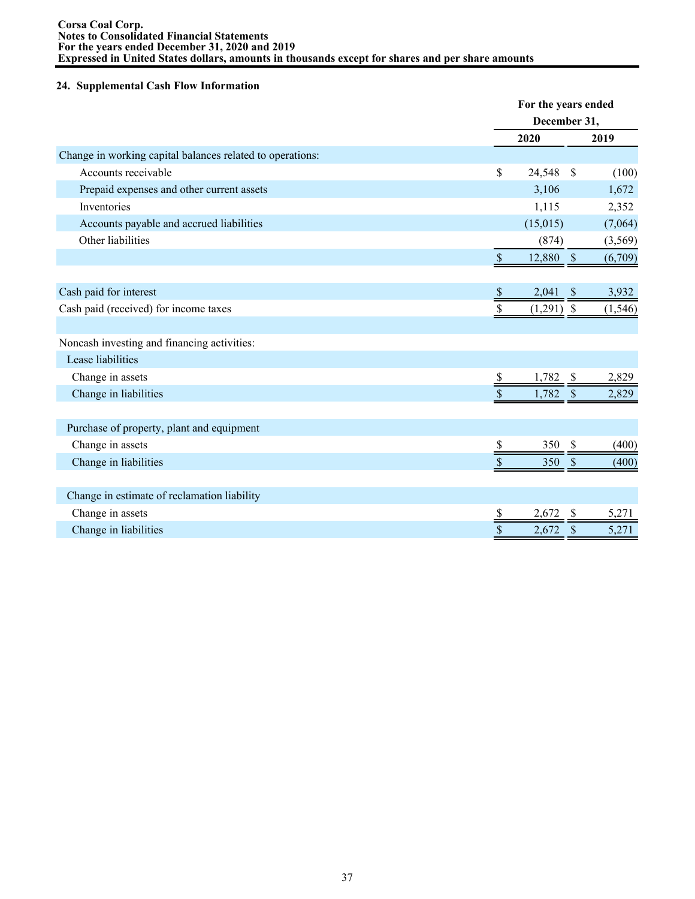## 24. Supplemental Cash Flow Information

| | For the years ended December 31, | |
|---|---|---|
| | 2020 | 2019 |
| Change in working capital balances related to operations: | | |
| Accounts receivable | $ 24,548 | $ (100) |
| Prepaid expenses and other current assets | 3,106 | 1,672 |
| Inventories | 1,115 | 2,352 |
| Accounts payable and accrued liabilities | (15,015) | (7,064) |
| Other liabilities | (874) | (3,569) |
| | $ 12,880 | $ (6,709) |
| | | |
| Cash paid for interest | $ 2,041 | $ 3,932 |
| Cash paid (received) for income taxes | $ (1,291) | $ (1,546) |
| | | |
| Noncash investing and financing activities: | | |
| Lease liabilities | | |
| Change in assets | $ 1,782 | $ 2,829 |
| Change in liabilities | $ 1,782 | $ 2,829 |
| | | |
| Purchase of property, plant and equipment | | |
| Change in assets | $ 350 | $ (400) |
| Change in liabilities | $ 350 | $ (400) |
| | | |
| Change in estimate of reclamation liability | | |
| Change in assets | $ 2,672 | $ 5,271 |
| Change in liabilities | $ 2,672 | $ 5,271 |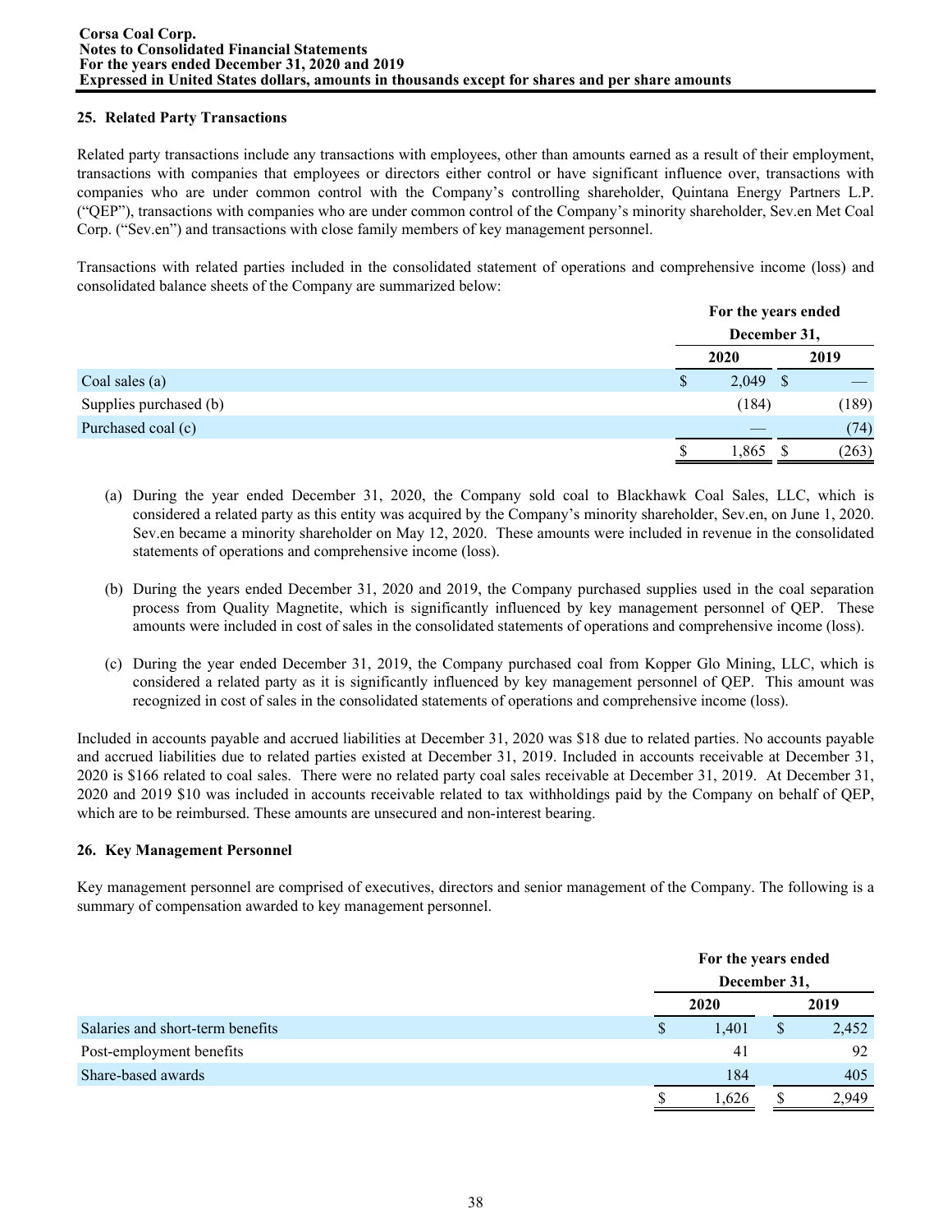## 25. Related Party Transactions

Related party transactions include any transactions with employees, other than amounts earned as a result of their employment, transactions with companies that employees or directors either control or have significant influence over, transactions with companies who are under common control with the Company's controlling shareholder, Quintana Energy Partners L.P. ("QEP"), transactions with companies who are under common control of the Company's minority shareholder, Sev.en Met Coal Corp. ("Sev.en") and transactions with close family members of key management personnel.

Transactions with related parties included in the consolidated statement of operations and comprehensive income (loss) and consolidated balance sheets of the Company are summarized below:

| | For the years ended December 31, | |
|---|---|---|
| | 2020 | 2019 |
| Coal sales (a) | $ 2,049 | $ — |
| Supplies purchased (b) | (184) | (189) |
| Purchased coal (c) | — | (74) |
| | $ 1,865 | $ (263) |

(a) During the year ended December 31, 2020, the Company sold coal to Blackhawk Coal Sales, LLC, which is considered a related party as this entity was acquired by the Company's minority shareholder, Sev.en, on June 1, 2020. Sev.en became a minority shareholder on May 12, 2020. These amounts were included in revenue in the consolidated statements of operations and comprehensive income (loss).

(b) During the years ended December 31, 2020 and 2019, the Company purchased supplies used in the coal separation process from Quality Magnetite, which is significantly influenced by key management personnel of QEP. These amounts were included in cost of sales in the consolidated statements of operations and comprehensive income (loss).

(c) During the year ended December 31, 2019, the Company purchased coal from Kopper Glo Mining, LLC, which is considered a related party as it is significantly influenced by key management personnel of QEP. This amount was recognized in cost of sales in the consolidated statements of operations and comprehensive income (loss).

Included in accounts payable and accrued liabilities at December 31, 2020 was $18 due to related parties. No accounts payable and accrued liabilities due to related parties existed at December 31, 2019. Included in accounts receivable at December 31, 2020 is $166 related to coal sales. There were no related party coal sales receivable at December 31, 2019. At December 31, 2020 and 2019 $10 was included in accounts receivable related to tax withholdings paid by the Company on behalf of QEP, which are to be reimbursed. These amounts are unsecured and non-interest bearing.

## 26. Key Management Personnel

Key management personnel are comprised of executives, directors and senior management of the Company. The following is a summary of compensation awarded to key management personnel.

| | For the years ended December 31, | |
|---|---|---|
| | 2020 | 2019 |
| Salaries and short-term benefits | $ 1,401 | $ 2,452 |
| Post-employment benefits | 41 | 92 |
| Share-based awards | 184 | 405 |
| | $ 1,626 | $ 2,949 |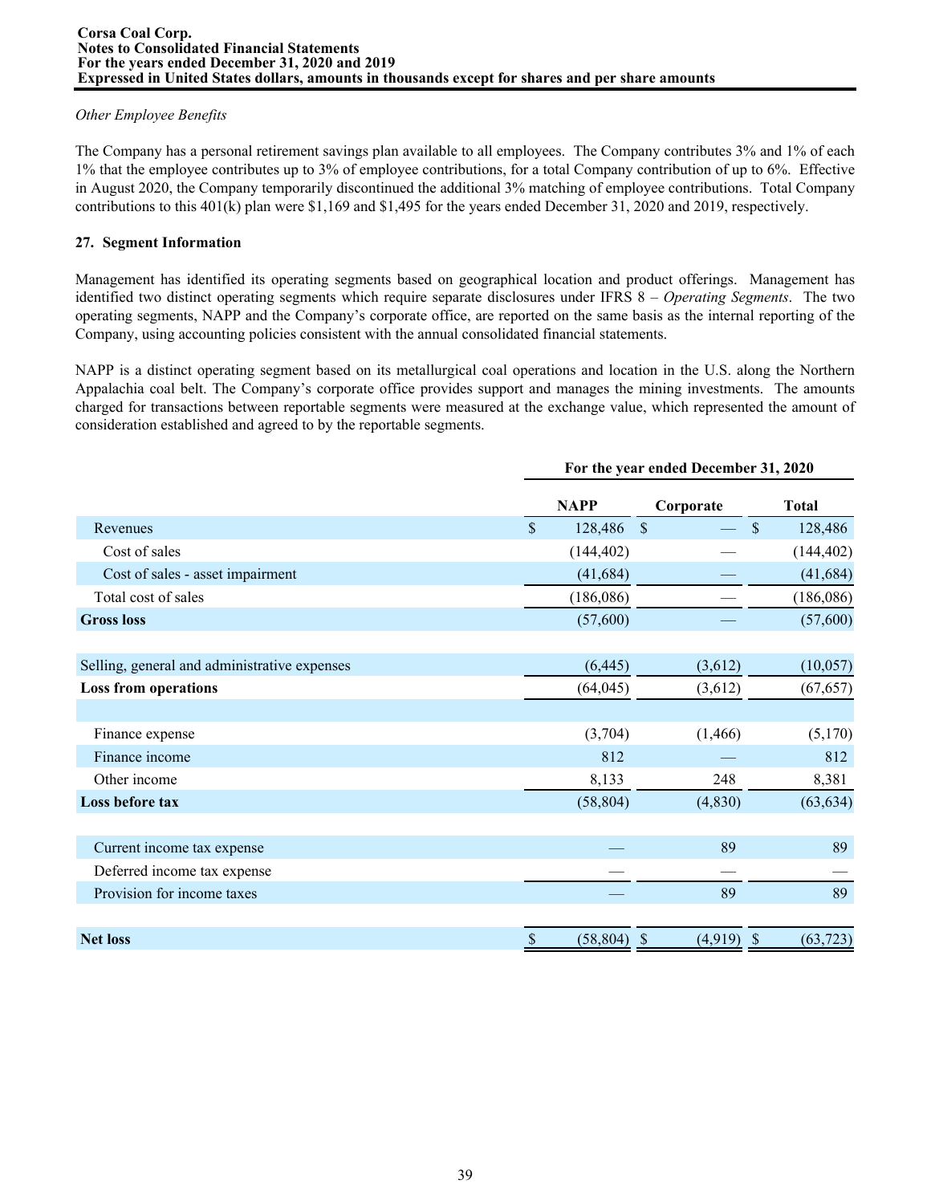*Other Employee Benefits*

The Company has a personal retirement savings plan available to all employees. The Company contributes 3% and 1% of each 1% that the employee contributes up to 3% of employee contributions, for a total Company contribution of up to 6%. Effective in August 2020, the Company temporarily discontinued the additional 3% matching of employee contributions. Total Company contributions to this 401(k) plan were $1,169 and $1,495 for the years ended December 31, 2020 and 2019, respectively.

**27. Segment Information**

Management has identified its operating segments based on geographical location and product offerings. Management has identified two distinct operating segments which require separate disclosures under IFRS 8 – *Operating Segments*. The two operating segments, NAPP and the Company's corporate office, are reported on the same basis as the internal reporting of the Company, using accounting policies consistent with the annual consolidated financial statements.

NAPP is a distinct operating segment based on its metallurgical coal operations and location in the U.S. along the Northern Appalachia coal belt. The Company's corporate office provides support and manages the mining investments. The amounts charged for transactions between reportable segments were measured at the exchange value, which represented the amount of consideration established and agreed to by the reportable segments.

| | For the year ended December 31, 2020 | | |
|---|---|---|---|
| | **NAPP** | **Corporate** | **Total** |
| Revenues | $ 128,486 | $ — | $ 128,486 |
| Cost of sales | (144,402) | — | (144,402) |
| Cost of sales - asset impairment | (41,684) | — | (41,684) |
| Total cost of sales | (186,086) | — | (186,086) |
| **Gross loss** | (57,600) | — | (57,600) |
| | | | |
| Selling, general and administrative expenses | (6,445) | (3,612) | (10,057) |
| **Loss from operations** | (64,045) | (3,612) | (67,657) |
| | | | |
| Finance expense | (3,704) | (1,466) | (5,170) |
| Finance income | 812 | — | 812 |
| Other income | 8,133 | 248 | 8,381 |
| **Loss before tax** | (58,804) | (4,830) | (63,634) |
| | | | |
| Current income tax expense | — | 89 | 89 |
| Deferred income tax expense | — | — | — |
| Provision for income taxes | — | 89 | 89 |
| | | | |
| **Net loss** | $ (58,804) | $ (4,919) | $ (63,723) |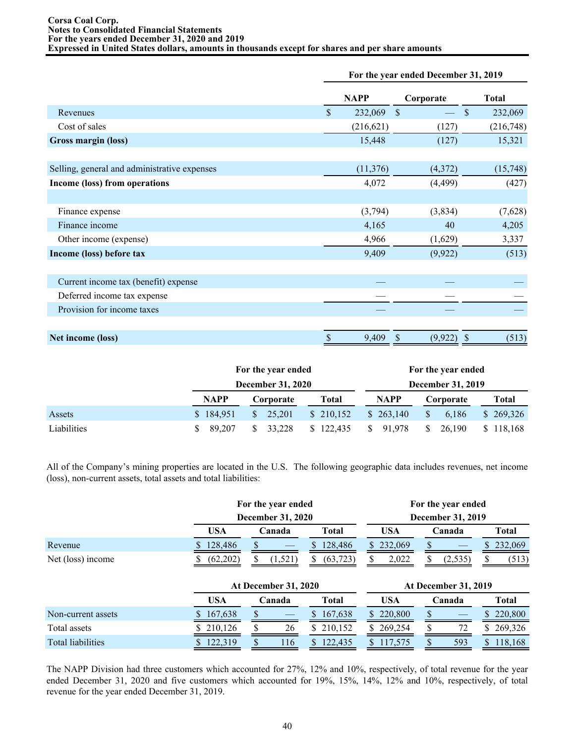| | For the year ended December 31, 2019 | | |
|---|---|---|---|
| | NAPP | Corporate | Total |
| Revenues | $ 232,069 | $ — | $ 232,069 |
| Cost of sales | (216,621) | (127) | (216,748) |
| **Gross margin (loss)** | 15,448 | (127) | 15,321 |
| | | | |
| Selling, general and administrative expenses | (11,376) | (4,372) | (15,748) |
| **Income (loss) from operations** | 4,072 | (4,499) | (427) |
| | | | |
| Finance expense | (3,794) | (3,834) | (7,628) |
| Finance income | 4,165 | 40 | 4,205 |
| Other income (expense) | 4,966 | (1,629) | 3,337 |
| **Income (loss) before tax** | 9,409 | (9,922) | (513) |
| | | | |
| Current income tax (benefit) expense | — | — | — |
| Deferred income tax expense | — | — | — |
| Provision for income taxes | — | — | — |
| | | | |
| **Net income (loss)** | $ 9,409 | $ (9,922) | $ (513) |

| | For the year ended December 31, 2020 | | | For the year ended December 31, 2019 | | |
|---|---|---|---|---|---|---|
| | NAPP | Corporate | Total | NAPP | Corporate | Total |
| Assets | $ 184,951 | $ 25,201 | $ 210,152 | $ 263,140 | $ 6,186 | $ 269,326 |
| Liabilities | $ 89,207 | $ 33,228 | $ 122,435 | $ 91,978 | $ 26,190 | $ 118,168 |

All of the Company's mining properties are located in the U.S. The following geographic data includes revenues, net income (loss), non-current assets, total assets and total liabilities:

| | For the year ended December 31, 2020 | | | For the year ended December 31, 2019 | | |
|---|---|---|---|---|---|---|
| | USA | Canada | Total | USA | Canada | Total |
| Revenue | $ 128,486 | $ — | $ 128,486 | $ 232,069 | $ — | $ 232,069 |
| Net (loss) income | $ (62,202) | $ (1,521) | $ (63,723) | $ 2,022 | $ (2,535) | $ (513) |

| | At December 31, 2020 | | | At December 31, 2019 | | |
|---|---|---|---|---|---|---|
| | USA | Canada | Total | USA | Canada | Total |
| Non-current assets | $ 167,638 | $ — | $ 167,638 | $ 220,800 | $ — | $ 220,800 |
| Total assets | $ 210,126 | $ 26 | $ 210,152 | $ 269,254 | $ 72 | $ 269,326 |
| Total liabilities | $ 122,319 | $ 116 | $ 122,435 | $ 117,575 | $ 593 | $ 118,168 |

The NAPP Division had three customers which accounted for 27%, 12% and 10%, respectively, of total revenue for the year ended December 31, 2020 and five customers which accounted for 19%, 15%, 14%, 12% and 10%, respectively, of total revenue for the year ended December 31, 2019.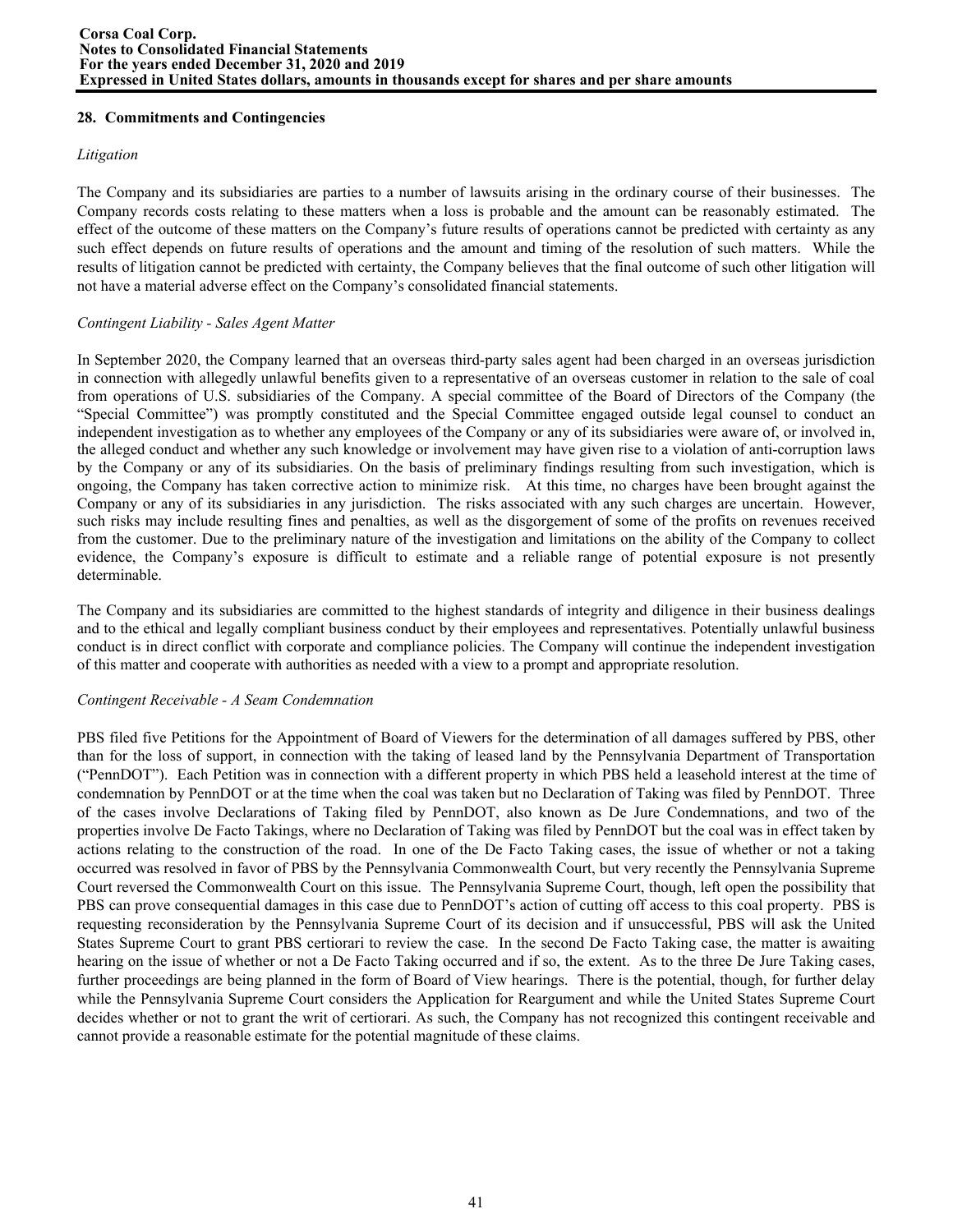## 28. Commitments and Contingencies

*Litigation*

The Company and its subsidiaries are parties to a number of lawsuits arising in the ordinary course of their businesses. The Company records costs relating to these matters when a loss is probable and the amount can be reasonably estimated. The effect of the outcome of these matters on the Company's future results of operations cannot be predicted with certainty as any such effect depends on future results of operations and the amount and timing of the resolution of such matters. While the results of litigation cannot be predicted with certainty, the Company believes that the final outcome of such other litigation will not have a material adverse effect on the Company's consolidated financial statements.

*Contingent Liability - Sales Agent Matter*

In September 2020, the Company learned that an overseas third-party sales agent had been charged in an overseas jurisdiction in connection with allegedly unlawful benefits given to a representative of an overseas customer in relation to the sale of coal from operations of U.S. subsidiaries of the Company. A special committee of the Board of Directors of the Company (the "Special Committee") was promptly constituted and the Special Committee engaged outside legal counsel to conduct an independent investigation as to whether any employees of the Company or any of its subsidiaries were aware of, or involved in, the alleged conduct and whether any such knowledge or involvement may have given rise to a violation of anti-corruption laws by the Company or any of its subsidiaries. On the basis of preliminary findings resulting from such investigation, which is ongoing, the Company has taken corrective action to minimize risk. At this time, no charges have been brought against the Company or any of its subsidiaries in any jurisdiction. The risks associated with any such charges are uncertain. However, such risks may include resulting fines and penalties, as well as the disgorgement of some of the profits on revenues received from the customer. Due to the preliminary nature of the investigation and limitations on the ability of the Company to collect evidence, the Company's exposure is difficult to estimate and a reliable range of potential exposure is not presently determinable.

The Company and its subsidiaries are committed to the highest standards of integrity and diligence in their business dealings and to the ethical and legally compliant business conduct by their employees and representatives. Potentially unlawful business conduct is in direct conflict with corporate and compliance policies. The Company will continue the independent investigation of this matter and cooperate with authorities as needed with a view to a prompt and appropriate resolution.

*Contingent Receivable - A Seam Condemnation*

PBS filed five Petitions for the Appointment of Board of Viewers for the determination of all damages suffered by PBS, other than for the loss of support, in connection with the taking of leased land by the Pennsylvania Department of Transportation ("PennDOT"). Each Petition was in connection with a different property in which PBS held a leasehold interest at the time of condemnation by PennDOT or at the time when the coal was taken but no Declaration of Taking was filed by PennDOT. Three of the cases involve Declarations of Taking filed by PennDOT, also known as De Jure Condemnations, and two of the properties involve De Facto Takings, where no Declaration of Taking was filed by PennDOT but the coal was in effect taken by actions relating to the construction of the road. In one of the De Facto Taking cases, the issue of whether or not a taking occurred was resolved in favor of PBS by the Pennsylvania Commonwealth Court, but very recently the Pennsylvania Supreme Court reversed the Commonwealth Court on this issue. The Pennsylvania Supreme Court, though, left open the possibility that PBS can prove consequential damages in this case due to PennDOT's action of cutting off access to this coal property. PBS is requesting reconsideration by the Pennsylvania Supreme Court of its decision and if unsuccessful, PBS will ask the United States Supreme Court to grant PBS certiorari to review the case. In the second De Facto Taking case, the matter is awaiting hearing on the issue of whether or not a De Facto Taking occurred and if so, the extent. As to the three De Jure Taking cases, further proceedings are being planned in the form of Board of View hearings. There is the potential, though, for further delay while the Pennsylvania Supreme Court considers the Application for Reargument and while the United States Supreme Court decides whether or not to grant the writ of certiorari. As such, the Company has not recognized this contingent receivable and cannot provide a reasonable estimate for the potential magnitude of these claims.